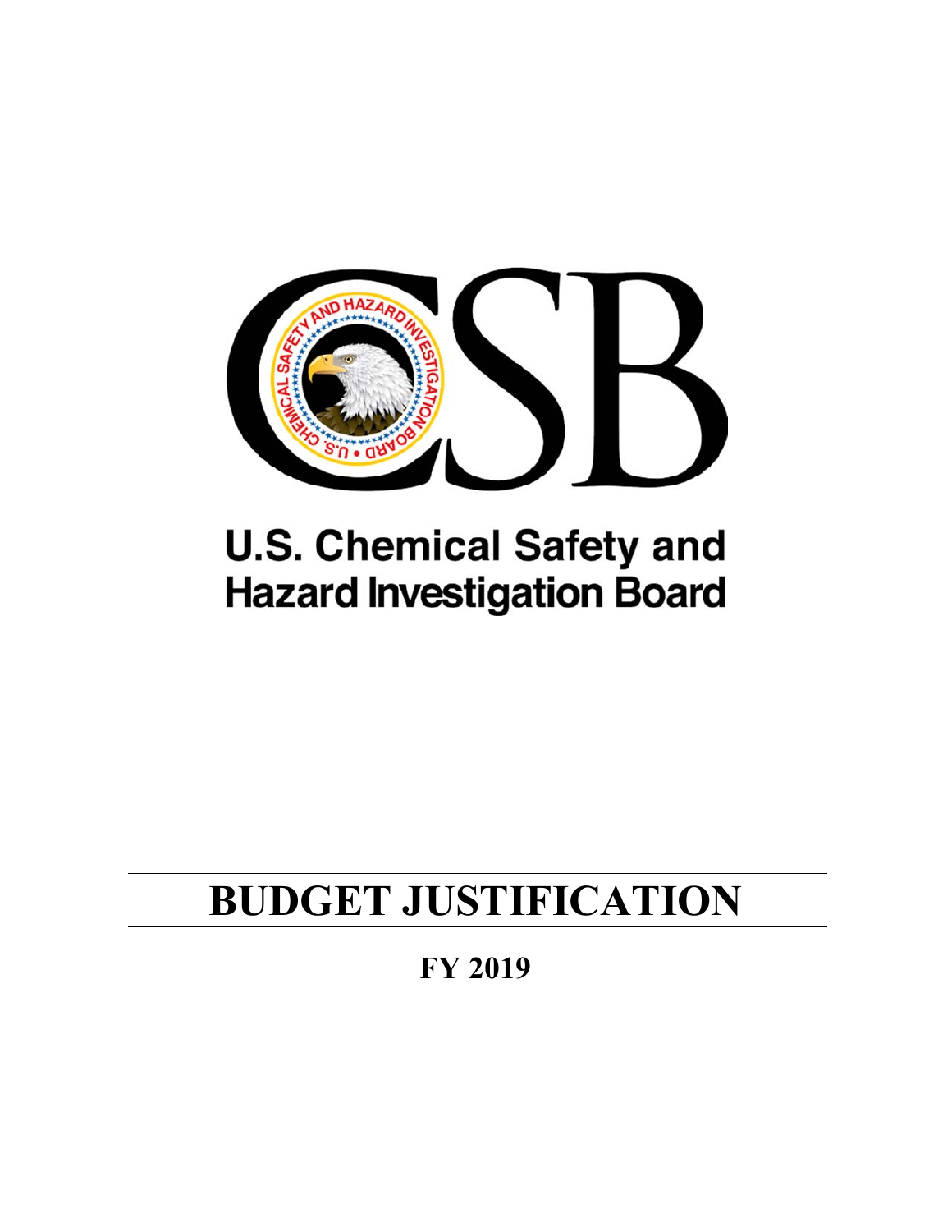# U.S. Chemical Safety and Hazard Investigation Board

# BUDGET JUSTIFICATION

## FY 2019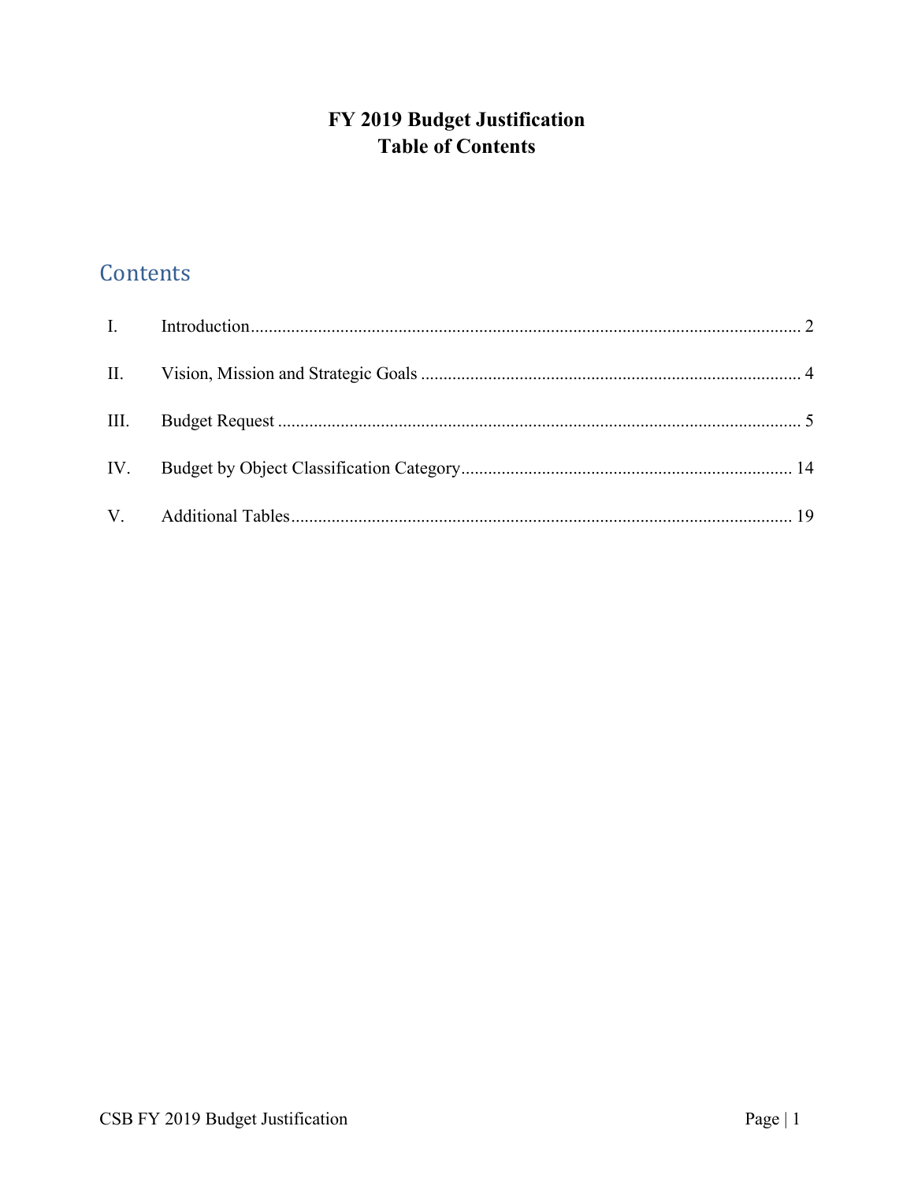# FY 2019 Budget Justification
# Table of Contents

## Contents

| | | |
|---|---|---|
| I. | Introduction | 2 |
| II. | Vision, Mission and Strategic Goals | 4 |
| III. | Budget Request | 5 |
| IV. | Budget by Object Classification Category | 14 |
| V. | Additional Tables | 19 |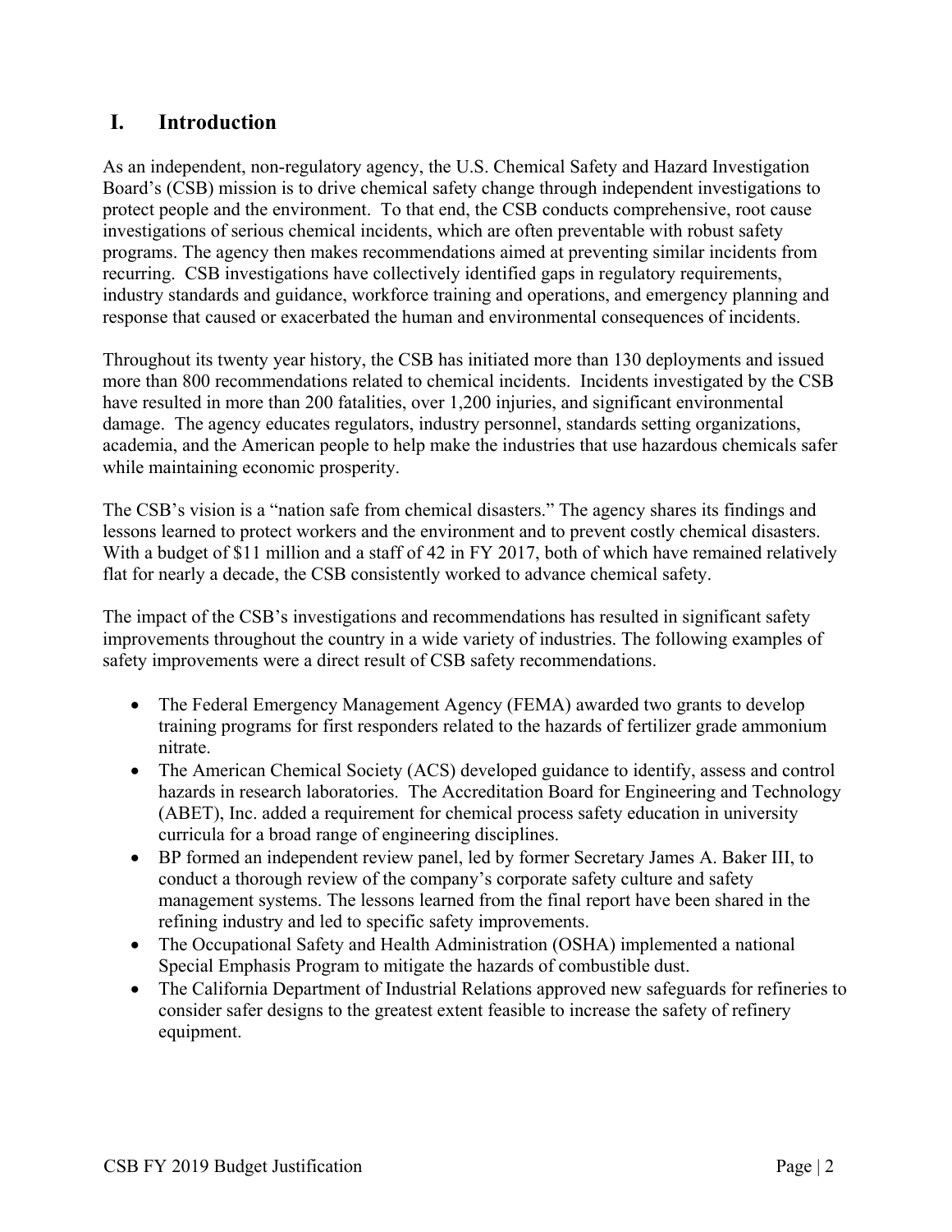# I. Introduction

As an independent, non-regulatory agency, the U.S. Chemical Safety and Hazard Investigation Board's (CSB) mission is to drive chemical safety change through independent investigations to protect people and the environment. To that end, the CSB conducts comprehensive, root cause investigations of serious chemical incidents, which are often preventable with robust safety programs. The agency then makes recommendations aimed at preventing similar incidents from recurring. CSB investigations have collectively identified gaps in regulatory requirements, industry standards and guidance, workforce training and operations, and emergency planning and response that caused or exacerbated the human and environmental consequences of incidents.

Throughout its twenty year history, the CSB has initiated more than 130 deployments and issued more than 800 recommendations related to chemical incidents. Incidents investigated by the CSB have resulted in more than 200 fatalities, over 1,200 injuries, and significant environmental damage. The agency educates regulators, industry personnel, standards setting organizations, academia, and the American people to help make the industries that use hazardous chemicals safer while maintaining economic prosperity.

The CSB's vision is a "nation safe from chemical disasters." The agency shares its findings and lessons learned to protect workers and the environment and to prevent costly chemical disasters. With a budget of $11 million and a staff of 42 in FY 2017, both of which have remained relatively flat for nearly a decade, the CSB consistently worked to advance chemical safety.

The impact of the CSB's investigations and recommendations has resulted in significant safety improvements throughout the country in a wide variety of industries. The following examples of safety improvements were a direct result of CSB safety recommendations.

- The Federal Emergency Management Agency (FEMA) awarded two grants to develop training programs for first responders related to the hazards of fertilizer grade ammonium nitrate.
- The American Chemical Society (ACS) developed guidance to identify, assess and control hazards in research laboratories. The Accreditation Board for Engineering and Technology (ABET), Inc. added a requirement for chemical process safety education in university curricula for a broad range of engineering disciplines.
- BP formed an independent review panel, led by former Secretary James A. Baker III, to conduct a thorough review of the company's corporate safety culture and safety management systems. The lessons learned from the final report have been shared in the refining industry and led to specific safety improvements.
- The Occupational Safety and Health Administration (OSHA) implemented a national Special Emphasis Program to mitigate the hazards of combustible dust.
- The California Department of Industrial Relations approved new safeguards for refineries to consider safer designs to the greatest extent feasible to increase the safety of refinery equipment.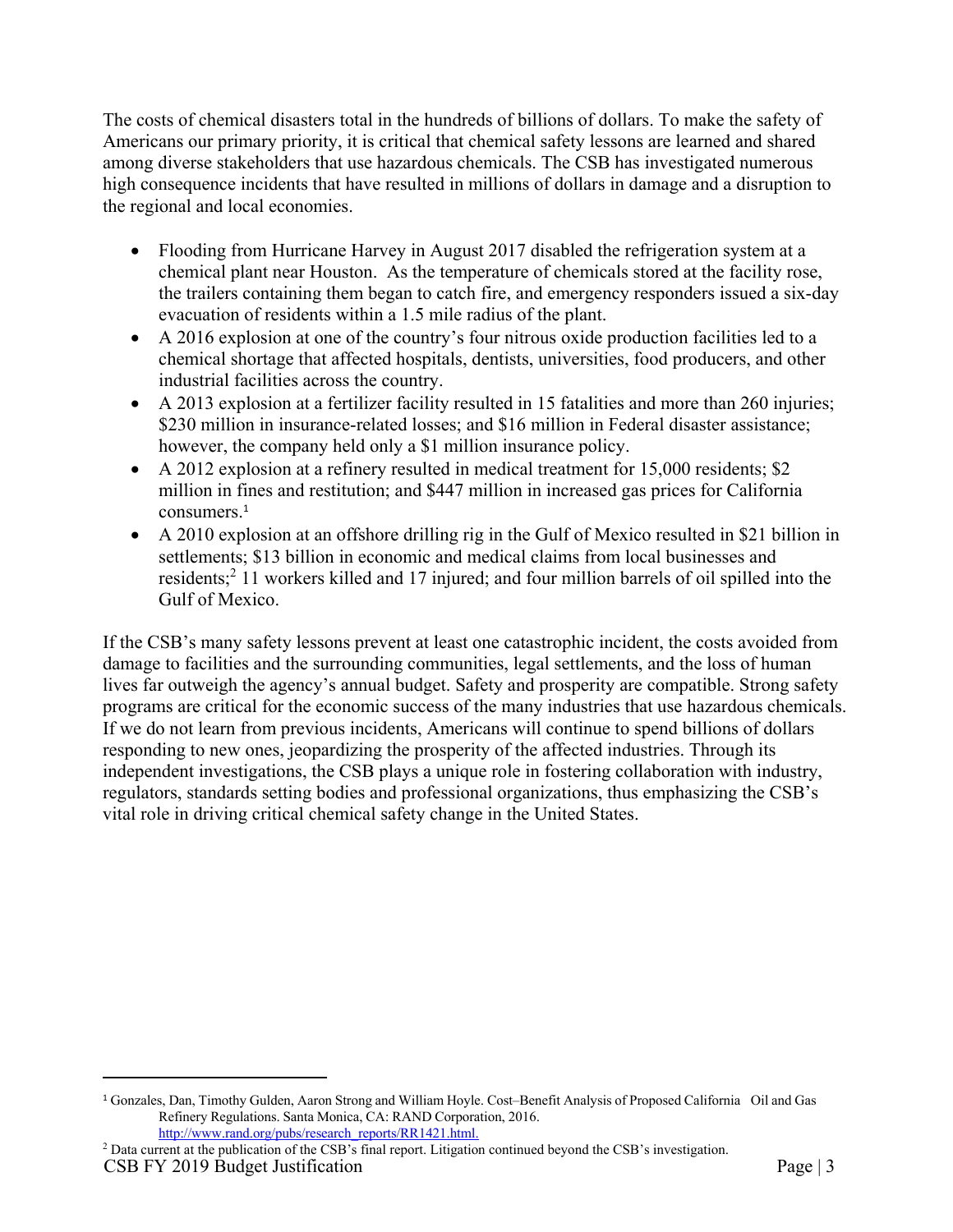The costs of chemical disasters total in the hundreds of billions of dollars. To make the safety of Americans our primary priority, it is critical that chemical safety lessons are learned and shared among diverse stakeholders that use hazardous chemicals. The CSB has investigated numerous high consequence incidents that have resulted in millions of dollars in damage and a disruption to the regional and local economies.

- Flooding from Hurricane Harvey in August 2017 disabled the refrigeration system at a chemical plant near Houston. As the temperature of chemicals stored at the facility rose, the trailers containing them began to catch fire, and emergency responders issued a six-day evacuation of residents within a 1.5 mile radius of the plant.
- A 2016 explosion at one of the country's four nitrous oxide production facilities led to a chemical shortage that affected hospitals, dentists, universities, food producers, and other industrial facilities across the country.
- A 2013 explosion at a fertilizer facility resulted in 15 fatalities and more than 260 injuries; $230 million in insurance-related losses; and $16 million in Federal disaster assistance; however, the company held only a $1 million insurance policy.
- A 2012 explosion at a refinery resulted in medical treatment for 15,000 residents; $2 million in fines and restitution; and $447 million in increased gas prices for California consumers.[1]
- A 2010 explosion at an offshore drilling rig in the Gulf of Mexico resulted in $21 billion in settlements; $13 billion in economic and medical claims from local businesses and residents;[2] 11 workers killed and 17 injured; and four million barrels of oil spilled into the Gulf of Mexico.

If the CSB's many safety lessons prevent at least one catastrophic incident, the costs avoided from damage to facilities and the surrounding communities, legal settlements, and the loss of human lives far outweigh the agency's annual budget. Safety and prosperity are compatible. Strong safety programs are critical for the economic success of the many industries that use hazardous chemicals. If we do not learn from previous incidents, Americans will continue to spend billions of dollars responding to new ones, jeopardizing the prosperity of the affected industries. Through its independent investigations, the CSB plays a unique role in fostering collaboration with industry, regulators, standards setting bodies and professional organizations, thus emphasizing the CSB's vital role in driving critical chemical safety change in the United States.

---

[1] Gonzales, Dan, Timothy Gulden, Aaron Strong and William Hoyle. Cost–Benefit Analysis of Proposed California Oil and Gas Refinery Regulations. Santa Monica, CA: RAND Corporation, 2016. http://www.rand.org/pubs/research_reports/RR1421.html.

[2] Data current at the publication of the CSB's final report. Litigation continued beyond the CSB's investigation.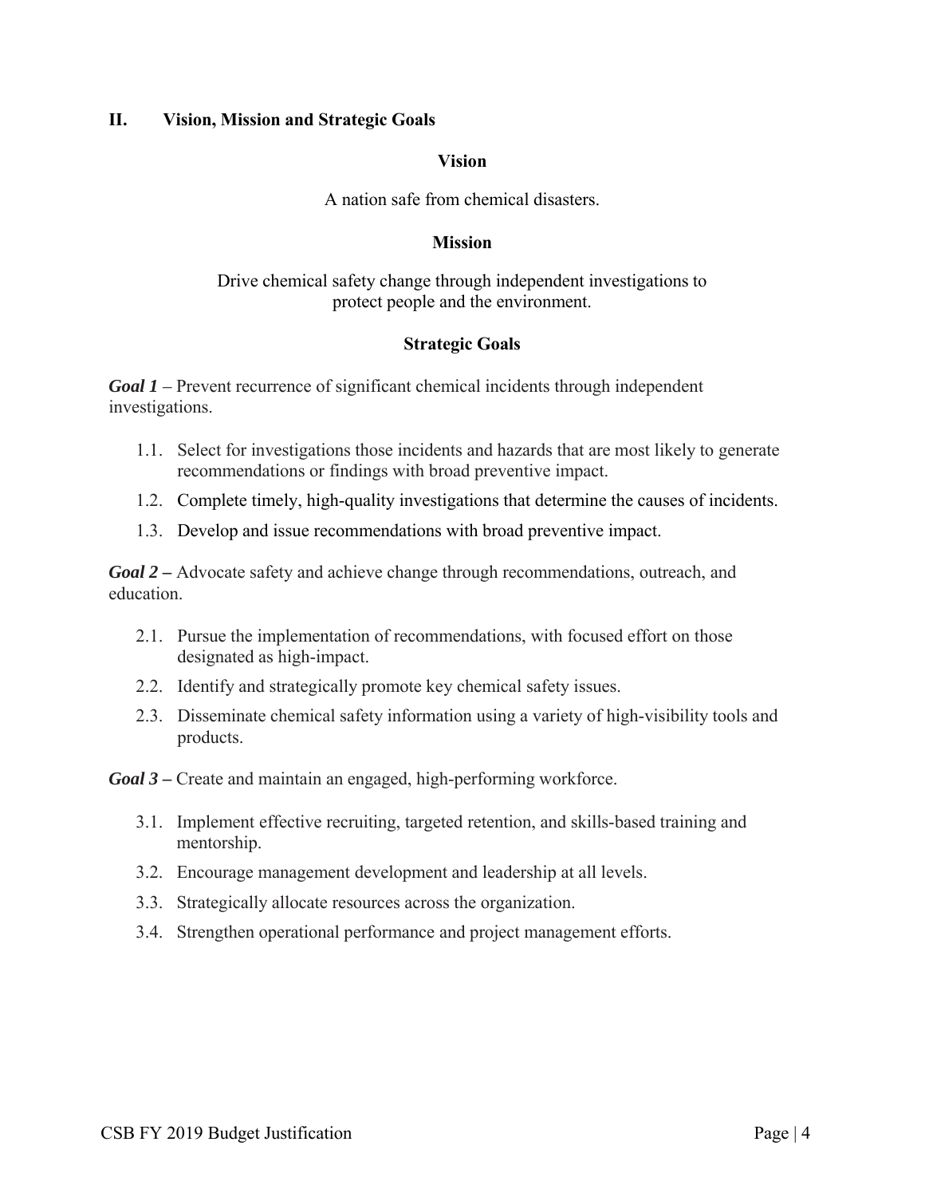## II. Vision, Mission and Strategic Goals

### Vision

A nation safe from chemical disasters.

### Mission

Drive chemical safety change through independent investigations to protect people and the environment.

### Strategic Goals

***Goal 1*** – Prevent recurrence of significant chemical incidents through independent investigations.

1.1. Select for investigations those incidents and hazards that are most likely to generate recommendations or findings with broad preventive impact.

1.2. Complete timely, high-quality investigations that determine the causes of incidents.

1.3. Develop and issue recommendations with broad preventive impact.

***Goal 2*** – Advocate safety and achieve change through recommendations, outreach, and education.

2.1. Pursue the implementation of recommendations, with focused effort on those designated as high-impact.

2.2. Identify and strategically promote key chemical safety issues.

2.3. Disseminate chemical safety information using a variety of high-visibility tools and products.

***Goal 3*** – Create and maintain an engaged, high-performing workforce.

3.1. Implement effective recruiting, targeted retention, and skills-based training and mentorship.

3.2. Encourage management development and leadership at all levels.

3.3. Strategically allocate resources across the organization.

3.4. Strengthen operational performance and project management efforts.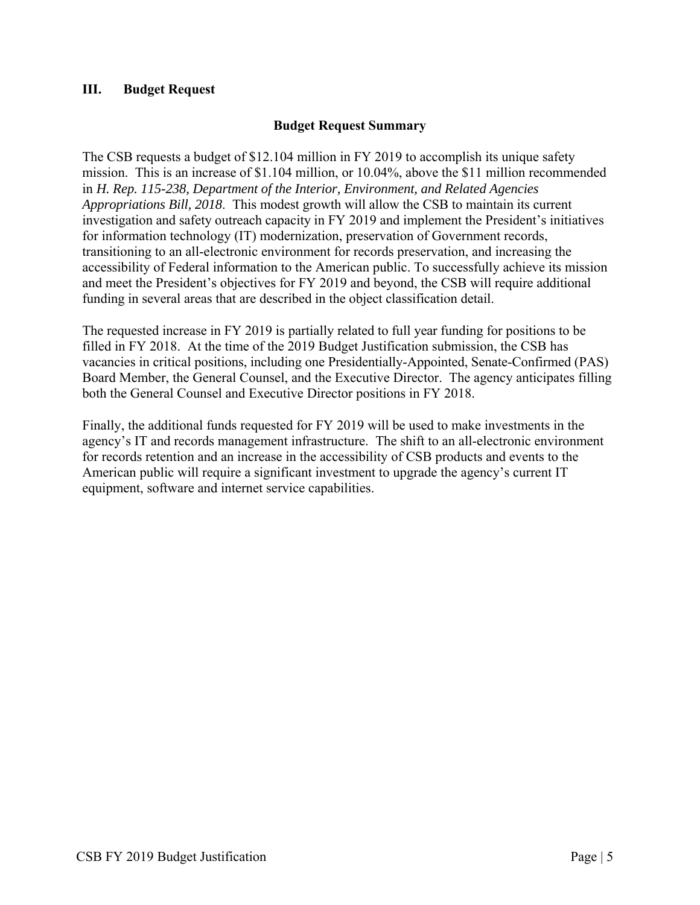## III. Budget Request

### Budget Request Summary

The CSB requests a budget of $12.104 million in FY 2019 to accomplish its unique safety mission. This is an increase of $1.104 million, or 10.04%, above the $11 million recommended in *H. Rep. 115-238, Department of the Interior, Environment, and Related Agencies Appropriations Bill, 2018*. This modest growth will allow the CSB to maintain its current investigation and safety outreach capacity in FY 2019 and implement the President's initiatives for information technology (IT) modernization, preservation of Government records, transitioning to an all-electronic environment for records preservation, and increasing the accessibility of Federal information to the American public. To successfully achieve its mission and meet the President's objectives for FY 2019 and beyond, the CSB will require additional funding in several areas that are described in the object classification detail.

The requested increase in FY 2019 is partially related to full year funding for positions to be filled in FY 2018. At the time of the 2019 Budget Justification submission, the CSB has vacancies in critical positions, including one Presidentially-Appointed, Senate-Confirmed (PAS) Board Member, the General Counsel, and the Executive Director. The agency anticipates filling both the General Counsel and Executive Director positions in FY 2018.

Finally, the additional funds requested for FY 2019 will be used to make investments in the agency's IT and records management infrastructure. The shift to an all-electronic environment for records retention and an increase in the accessibility of CSB products and events to the American public will require a significant investment to upgrade the agency's current IT equipment, software and internet service capabilities.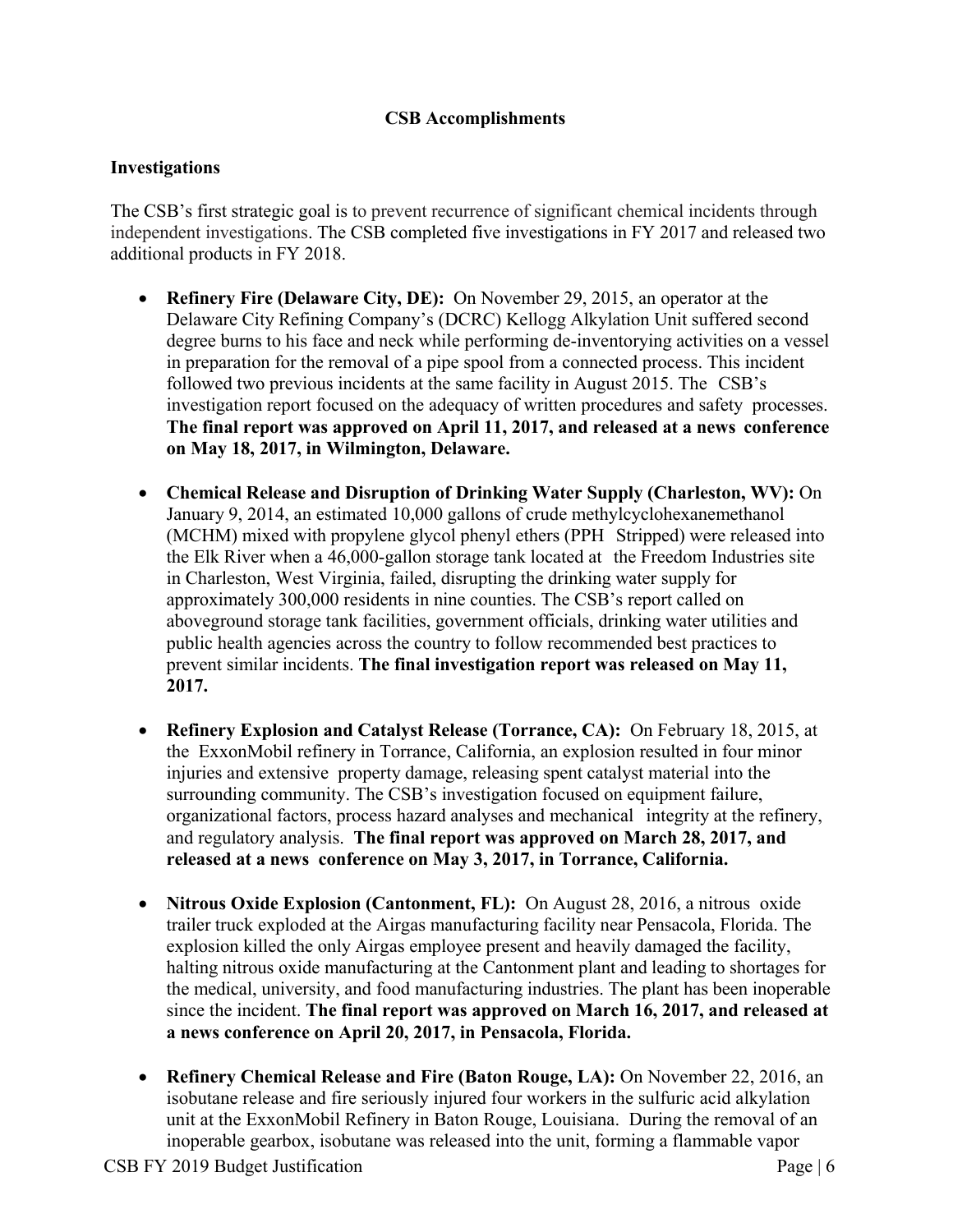## CSB Accomplishments

### Investigations

The CSB's first strategic goal is to prevent recurrence of significant chemical incidents through independent investigations. The CSB completed five investigations in FY 2017 and released two additional products in FY 2018.

- **Refinery Fire (Delaware City, DE):** On November 29, 2015, an operator at the Delaware City Refining Company's (DCRC) Kellogg Alkylation Unit suffered second degree burns to his face and neck while performing de-inventorying activities on a vessel in preparation for the removal of a pipe spool from a connected process. This incident followed two previous incidents at the same facility in August 2015. The CSB's investigation report focused on the adequacy of written procedures and safety processes. **The final report was approved on April 11, 2017, and released at a news conference on May 18, 2017, in Wilmington, Delaware.**

- **Chemical Release and Disruption of Drinking Water Supply (Charleston, WV):** On January 9, 2014, an estimated 10,000 gallons of crude methylcyclohexanemethanol (MCHM) mixed with propylene glycol phenyl ethers (PPH Stripped) were released into the Elk River when a 46,000-gallon storage tank located at the Freedom Industries site in Charleston, West Virginia, failed, disrupting the drinking water supply for approximately 300,000 residents in nine counties. The CSB's report called on aboveground storage tank facilities, government officials, drinking water utilities and public health agencies across the country to follow recommended best practices to prevent similar incidents. **The final investigation report was released on May 11, 2017.**

- **Refinery Explosion and Catalyst Release (Torrance, CA):** On February 18, 2015, at the ExxonMobil refinery in Torrance, California, an explosion resulted in four minor injuries and extensive property damage, releasing spent catalyst material into the surrounding community. The CSB's investigation focused on equipment failure, organizational factors, process hazard analyses and mechanical integrity at the refinery, and regulatory analysis. **The final report was approved on March 28, 2017, and released at a news conference on May 3, 2017, in Torrance, California.**

- **Nitrous Oxide Explosion (Cantonment, FL):** On August 28, 2016, a nitrous oxide trailer truck exploded at the Airgas manufacturing facility near Pensacola, Florida. The explosion killed the only Airgas employee present and heavily damaged the facility, halting nitrous oxide manufacturing at the Cantonment plant and leading to shortages for the medical, university, and food manufacturing industries. The plant has been inoperable since the incident. **The final report was approved on March 16, 2017, and released at a news conference on April 20, 2017, in Pensacola, Florida.**

- **Refinery Chemical Release and Fire (Baton Rouge, LA):** On November 22, 2016, an isobutane release and fire seriously injured four workers in the sulfuric acid alkylation unit at the ExxonMobil Refinery in Baton Rouge, Louisiana. During the removal of an inoperable gearbox, isobutane was released into the unit, forming a flammable vapor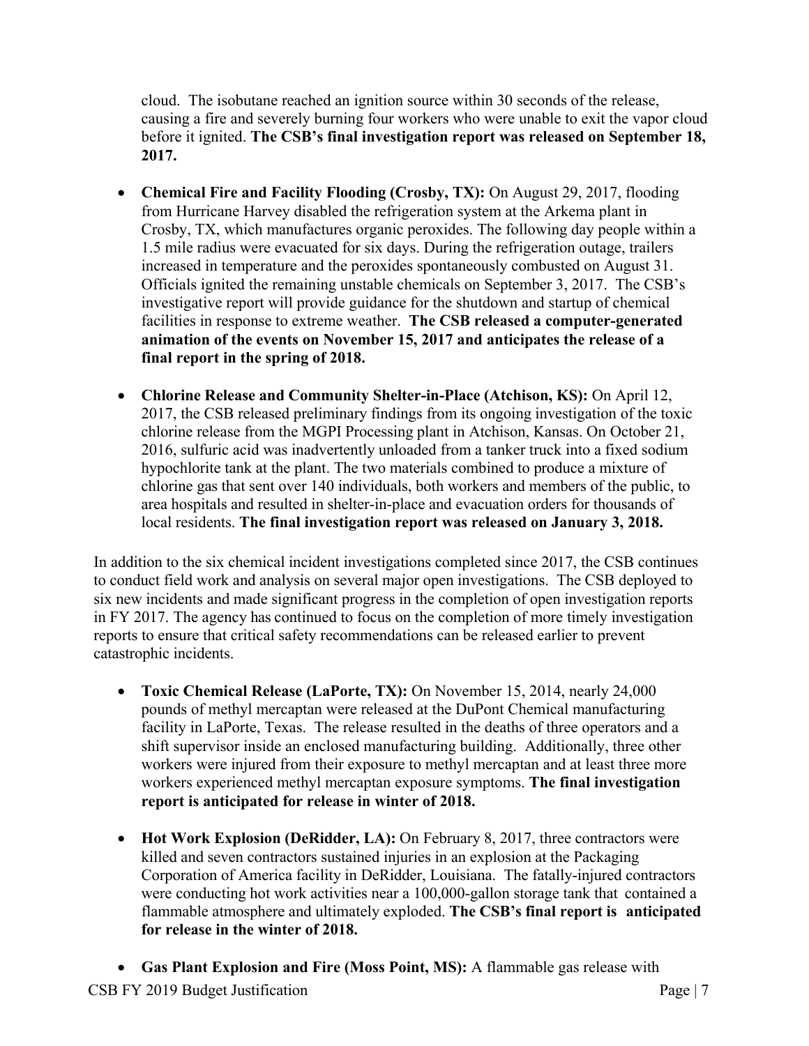cloud. The isobutane reached an ignition source within 30 seconds of the release, causing a fire and severely burning four workers who were unable to exit the vapor cloud before it ignited. **The CSB's final investigation report was released on September 18, 2017.**

- **Chemical Fire and Facility Flooding (Crosby, TX):** On August 29, 2017, flooding from Hurricane Harvey disabled the refrigeration system at the Arkema plant in Crosby, TX, which manufactures organic peroxides. The following day people within a 1.5 mile radius were evacuated for six days. During the refrigeration outage, trailers increased in temperature and the peroxides spontaneously combusted on August 31. Officials ignited the remaining unstable chemicals on September 3, 2017. The CSB's investigative report will provide guidance for the shutdown and startup of chemical facilities in response to extreme weather. **The CSB released a computer-generated animation of the events on November 15, 2017 and anticipates the release of a final report in the spring of 2018.**

- **Chlorine Release and Community Shelter-in-Place (Atchison, KS):** On April 12, 2017, the CSB released preliminary findings from its ongoing investigation of the toxic chlorine release from the MGPI Processing plant in Atchison, Kansas. On October 21, 2016, sulfuric acid was inadvertently unloaded from a tanker truck into a fixed sodium hypochlorite tank at the plant. The two materials combined to produce a mixture of chlorine gas that sent over 140 individuals, both workers and members of the public, to area hospitals and resulted in shelter-in-place and evacuation orders for thousands of local residents. **The final investigation report was released on January 3, 2018.**

In addition to the six chemical incident investigations completed since 2017, the CSB continues to conduct field work and analysis on several major open investigations. The CSB deployed to six new incidents and made significant progress in the completion of open investigation reports in FY 2017. The agency has continued to focus on the completion of more timely investigation reports to ensure that critical safety recommendations can be released earlier to prevent catastrophic incidents.

- **Toxic Chemical Release (LaPorte, TX):** On November 15, 2014, nearly 24,000 pounds of methyl mercaptan were released at the DuPont Chemical manufacturing facility in LaPorte, Texas. The release resulted in the deaths of three operators and a shift supervisor inside an enclosed manufacturing building. Additionally, three other workers were injured from their exposure to methyl mercaptan and at least three more workers experienced methyl mercaptan exposure symptoms. **The final investigation report is anticipated for release in winter of 2018.**

- **Hot Work Explosion (DeRidder, LA):** On February 8, 2017, three contractors were killed and seven contractors sustained injuries in an explosion at the Packaging Corporation of America facility in DeRidder, Louisiana. The fatally-injured contractors were conducting hot work activities near a 100,000-gallon storage tank that contained a flammable atmosphere and ultimately exploded. **The CSB's final report is anticipated for release in the winter of 2018.**

- **Gas Plant Explosion and Fire (Moss Point, MS):** A flammable gas release with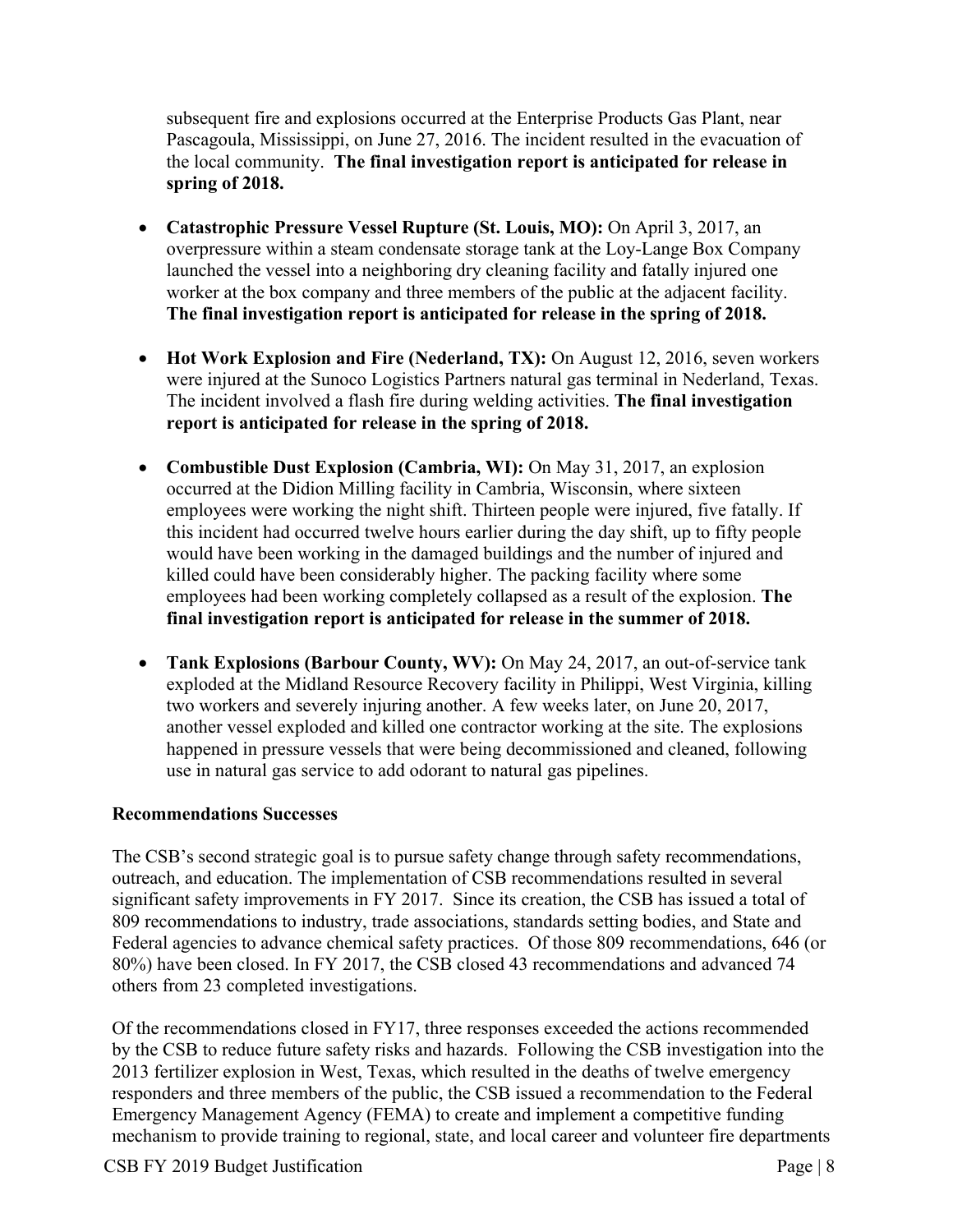subsequent fire and explosions occurred at the Enterprise Products Gas Plant, near Pascagoula, Mississippi, on June 27, 2016. The incident resulted in the evacuation of the local community. **The final investigation report is anticipated for release in spring of 2018.**

- **Catastrophic Pressure Vessel Rupture (St. Louis, MO):** On April 3, 2017, an overpressure within a steam condensate storage tank at the Loy-Lange Box Company launched the vessel into a neighboring dry cleaning facility and fatally injured one worker at the box company and three members of the public at the adjacent facility. **The final investigation report is anticipated for release in the spring of 2018.**

- **Hot Work Explosion and Fire (Nederland, TX):** On August 12, 2016, seven workers were injured at the Sunoco Logistics Partners natural gas terminal in Nederland, Texas. The incident involved a flash fire during welding activities. **The final investigation report is anticipated for release in the spring of 2018.**

- **Combustible Dust Explosion (Cambria, WI):** On May 31, 2017, an explosion occurred at the Didion Milling facility in Cambria, Wisconsin, where sixteen employees were working the night shift. Thirteen people were injured, five fatally. If this incident had occurred twelve hours earlier during the day shift, up to fifty people would have been working in the damaged buildings and the number of injured and killed could have been considerably higher. The packing facility where some employees had been working completely collapsed as a result of the explosion. **The final investigation report is anticipated for release in the summer of 2018.**

- **Tank Explosions (Barbour County, WV):** On May 24, 2017, an out-of-service tank exploded at the Midland Resource Recovery facility in Philippi, West Virginia, killing two workers and severely injuring another. A few weeks later, on June 20, 2017, another vessel exploded and killed one contractor working at the site. The explosions happened in pressure vessels that were being decommissioned and cleaned, following use in natural gas service to add odorant to natural gas pipelines.

**Recommendations Successes**

The CSB's second strategic goal is to pursue safety change through safety recommendations, outreach, and education. The implementation of CSB recommendations resulted in several significant safety improvements in FY 2017. Since its creation, the CSB has issued a total of 809 recommendations to industry, trade associations, standards setting bodies, and State and Federal agencies to advance chemical safety practices. Of those 809 recommendations, 646 (or 80%) have been closed. In FY 2017, the CSB closed 43 recommendations and advanced 74 others from 23 completed investigations.

Of the recommendations closed in FY17, three responses exceeded the actions recommended by the CSB to reduce future safety risks and hazards. Following the CSB investigation into the 2013 fertilizer explosion in West, Texas, which resulted in the deaths of twelve emergency responders and three members of the public, the CSB issued a recommendation to the Federal Emergency Management Agency (FEMA) to create and implement a competitive funding mechanism to provide training to regional, state, and local career and volunteer fire departments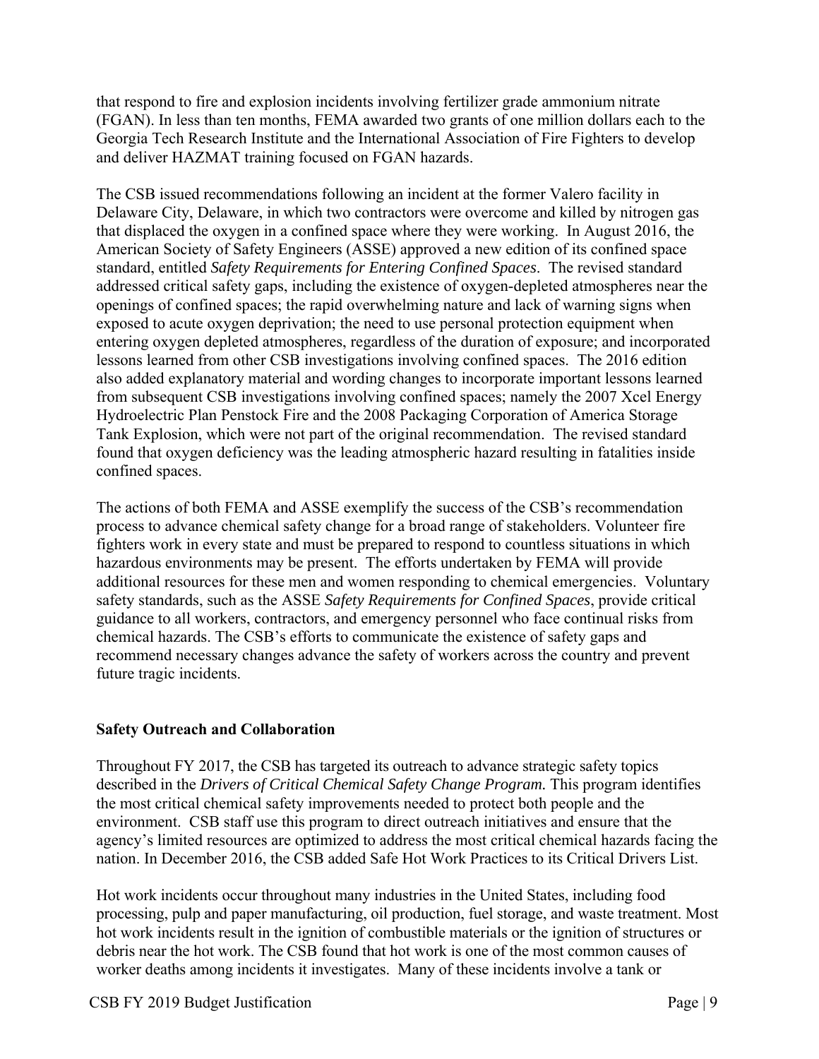that respond to fire and explosion incidents involving fertilizer grade ammonium nitrate (FGAN). In less than ten months, FEMA awarded two grants of one million dollars each to the Georgia Tech Research Institute and the International Association of Fire Fighters to develop and deliver HAZMAT training focused on FGAN hazards.

The CSB issued recommendations following an incident at the former Valero facility in Delaware City, Delaware, in which two contractors were overcome and killed by nitrogen gas that displaced the oxygen in a confined space where they were working. In August 2016, the American Society of Safety Engineers (ASSE) approved a new edition of its confined space standard, entitled *Safety Requirements for Entering Confined Spaces*. The revised standard addressed critical safety gaps, including the existence of oxygen-depleted atmospheres near the openings of confined spaces; the rapid overwhelming nature and lack of warning signs when exposed to acute oxygen deprivation; the need to use personal protection equipment when entering oxygen depleted atmospheres, regardless of the duration of exposure; and incorporated lessons learned from other CSB investigations involving confined spaces. The 2016 edition also added explanatory material and wording changes to incorporate important lessons learned from subsequent CSB investigations involving confined spaces; namely the 2007 Xcel Energy Hydroelectric Plan Penstock Fire and the 2008 Packaging Corporation of America Storage Tank Explosion, which were not part of the original recommendation. The revised standard found that oxygen deficiency was the leading atmospheric hazard resulting in fatalities inside confined spaces.

The actions of both FEMA and ASSE exemplify the success of the CSB's recommendation process to advance chemical safety change for a broad range of stakeholders. Volunteer fire fighters work in every state and must be prepared to respond to countless situations in which hazardous environments may be present. The efforts undertaken by FEMA will provide additional resources for these men and women responding to chemical emergencies. Voluntary safety standards, such as the ASSE *Safety Requirements for Confined Spaces*, provide critical guidance to all workers, contractors, and emergency personnel who face continual risks from chemical hazards. The CSB's efforts to communicate the existence of safety gaps and recommend necessary changes advance the safety of workers across the country and prevent future tragic incidents.

**Safety Outreach and Collaboration**

Throughout FY 2017, the CSB has targeted its outreach to advance strategic safety topics described in the *Drivers of Critical Chemical Safety Change Program.* This program identifies the most critical chemical safety improvements needed to protect both people and the environment. CSB staff use this program to direct outreach initiatives and ensure that the agency's limited resources are optimized to address the most critical chemical hazards facing the nation. In December 2016, the CSB added Safe Hot Work Practices to its Critical Drivers List.

Hot work incidents occur throughout many industries in the United States, including food processing, pulp and paper manufacturing, oil production, fuel storage, and waste treatment. Most hot work incidents result in the ignition of combustible materials or the ignition of structures or debris near the hot work. The CSB found that hot work is one of the most common causes of worker deaths among incidents it investigates. Many of these incidents involve a tank or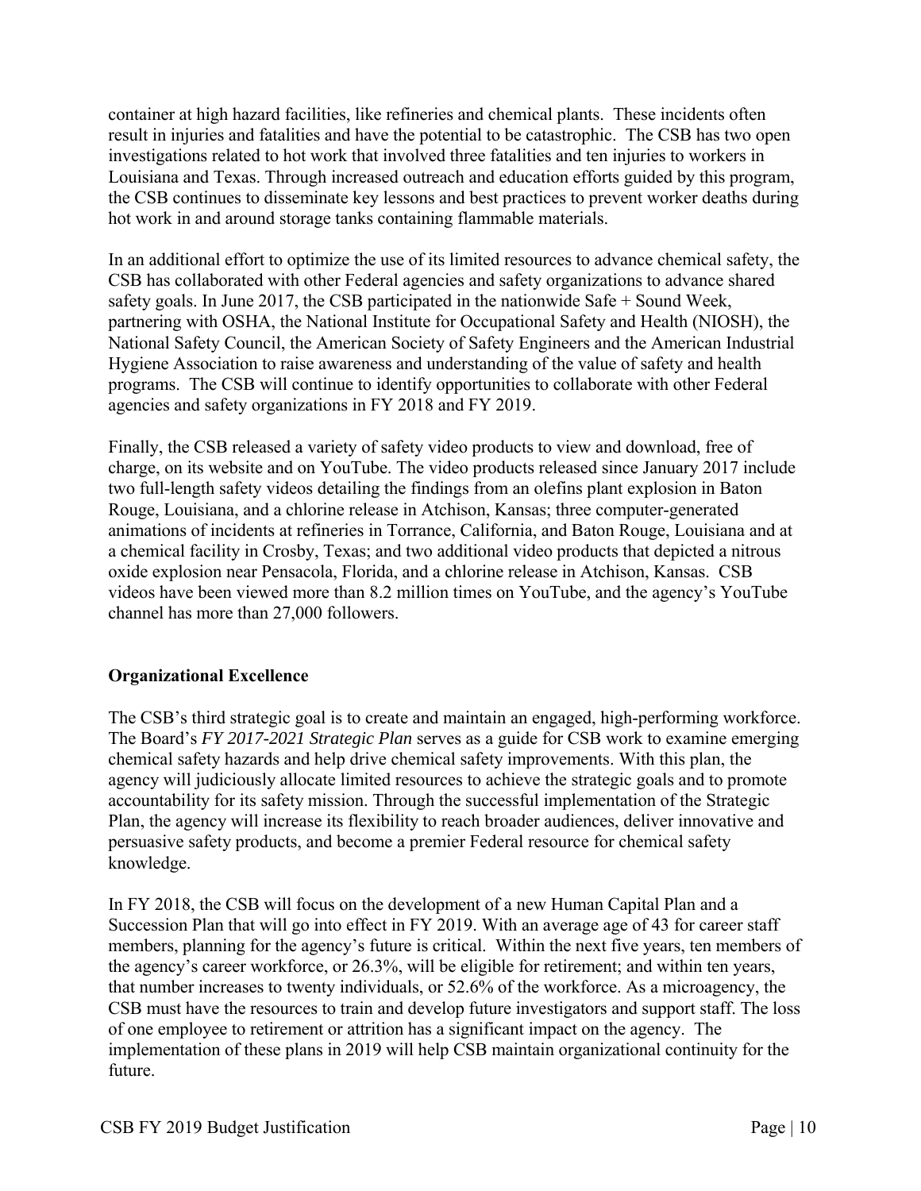container at high hazard facilities, like refineries and chemical plants. These incidents often result in injuries and fatalities and have the potential to be catastrophic. The CSB has two open investigations related to hot work that involved three fatalities and ten injuries to workers in Louisiana and Texas. Through increased outreach and education efforts guided by this program, the CSB continues to disseminate key lessons and best practices to prevent worker deaths during hot work in and around storage tanks containing flammable materials.

In an additional effort to optimize the use of its limited resources to advance chemical safety, the CSB has collaborated with other Federal agencies and safety organizations to advance shared safety goals. In June 2017, the CSB participated in the nationwide Safe + Sound Week, partnering with OSHA, the National Institute for Occupational Safety and Health (NIOSH), the National Safety Council, the American Society of Safety Engineers and the American Industrial Hygiene Association to raise awareness and understanding of the value of safety and health programs. The CSB will continue to identify opportunities to collaborate with other Federal agencies and safety organizations in FY 2018 and FY 2019.

Finally, the CSB released a variety of safety video products to view and download, free of charge, on its website and on YouTube. The video products released since January 2017 include two full-length safety videos detailing the findings from an olefins plant explosion in Baton Rouge, Louisiana, and a chlorine release in Atchison, Kansas; three computer-generated animations of incidents at refineries in Torrance, California, and Baton Rouge, Louisiana and at a chemical facility in Crosby, Texas; and two additional video products that depicted a nitrous oxide explosion near Pensacola, Florida, and a chlorine release in Atchison, Kansas. CSB videos have been viewed more than 8.2 million times on YouTube, and the agency's YouTube channel has more than 27,000 followers.

**Organizational Excellence**

The CSB's third strategic goal is to create and maintain an engaged, high-performing workforce. The Board's *FY 2017-2021 Strategic Plan* serves as a guide for CSB work to examine emerging chemical safety hazards and help drive chemical safety improvements. With this plan, the agency will judiciously allocate limited resources to achieve the strategic goals and to promote accountability for its safety mission. Through the successful implementation of the Strategic Plan, the agency will increase its flexibility to reach broader audiences, deliver innovative and persuasive safety products, and become a premier Federal resource for chemical safety knowledge.

In FY 2018, the CSB will focus on the development of a new Human Capital Plan and a Succession Plan that will go into effect in FY 2019. With an average age of 43 for career staff members, planning for the agency's future is critical. Within the next five years, ten members of the agency's career workforce, or 26.3%, will be eligible for retirement; and within ten years, that number increases to twenty individuals, or 52.6% of the workforce. As a microagency, the CSB must have the resources to train and develop future investigators and support staff. The loss of one employee to retirement or attrition has a significant impact on the agency. The implementation of these plans in 2019 will help CSB maintain organizational continuity for the future.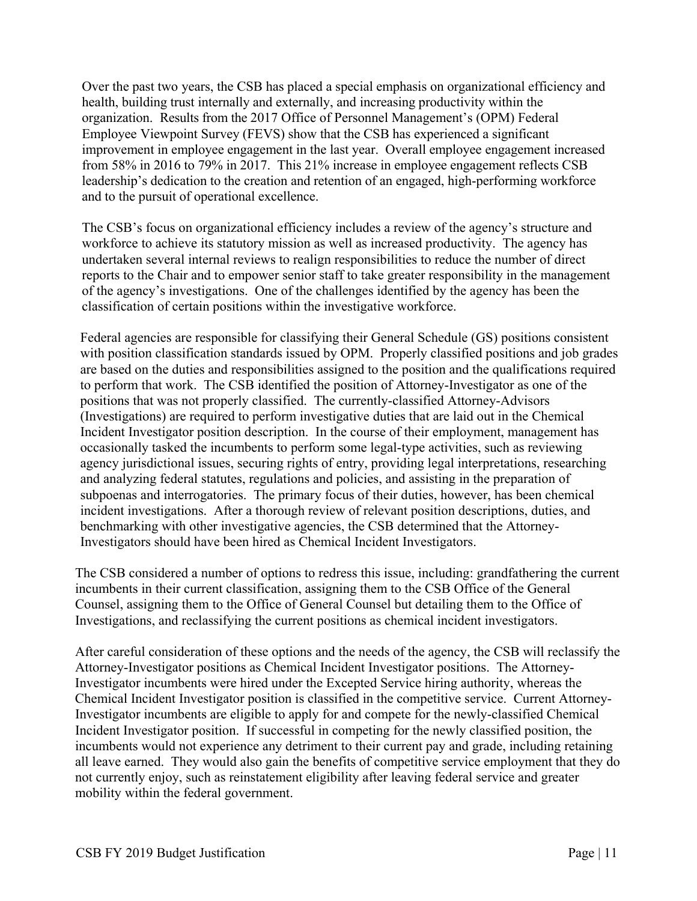Over the past two years, the CSB has placed a special emphasis on organizational efficiency and health, building trust internally and externally, and increasing productivity within the organization. Results from the 2017 Office of Personnel Management's (OPM) Federal Employee Viewpoint Survey (FEVS) show that the CSB has experienced a significant improvement in employee engagement in the last year. Overall employee engagement increased from 58% in 2016 to 79% in 2017. This 21% increase in employee engagement reflects CSB leadership's dedication to the creation and retention of an engaged, high-performing workforce and to the pursuit of operational excellence.

The CSB's focus on organizational efficiency includes a review of the agency's structure and workforce to achieve its statutory mission as well as increased productivity. The agency has undertaken several internal reviews to realign responsibilities to reduce the number of direct reports to the Chair and to empower senior staff to take greater responsibility in the management of the agency's investigations. One of the challenges identified by the agency has been the classification of certain positions within the investigative workforce.

Federal agencies are responsible for classifying their General Schedule (GS) positions consistent with position classification standards issued by OPM. Properly classified positions and job grades are based on the duties and responsibilities assigned to the position and the qualifications required to perform that work. The CSB identified the position of Attorney-Investigator as one of the positions that was not properly classified. The currently-classified Attorney-Advisors (Investigations) are required to perform investigative duties that are laid out in the Chemical Incident Investigator position description. In the course of their employment, management has occasionally tasked the incumbents to perform some legal-type activities, such as reviewing agency jurisdictional issues, securing rights of entry, providing legal interpretations, researching and analyzing federal statutes, regulations and policies, and assisting in the preparation of subpoenas and interrogatories. The primary focus of their duties, however, has been chemical incident investigations. After a thorough review of relevant position descriptions, duties, and benchmarking with other investigative agencies, the CSB determined that the Attorney-Investigators should have been hired as Chemical Incident Investigators.

The CSB considered a number of options to redress this issue, including: grandfathering the current incumbents in their current classification, assigning them to the CSB Office of the General Counsel, assigning them to the Office of General Counsel but detailing them to the Office of Investigations, and reclassifying the current positions as chemical incident investigators.

After careful consideration of these options and the needs of the agency, the CSB will reclassify the Attorney-Investigator positions as Chemical Incident Investigator positions. The Attorney-Investigator incumbents were hired under the Excepted Service hiring authority, whereas the Chemical Incident Investigator position is classified in the competitive service. Current Attorney-Investigator incumbents are eligible to apply for and compete for the newly-classified Chemical Incident Investigator position. If successful in competing for the newly classified position, the incumbents would not experience any detriment to their current pay and grade, including retaining all leave earned. They would also gain the benefits of competitive service employment that they do not currently enjoy, such as reinstatement eligibility after leaving federal service and greater mobility within the federal government.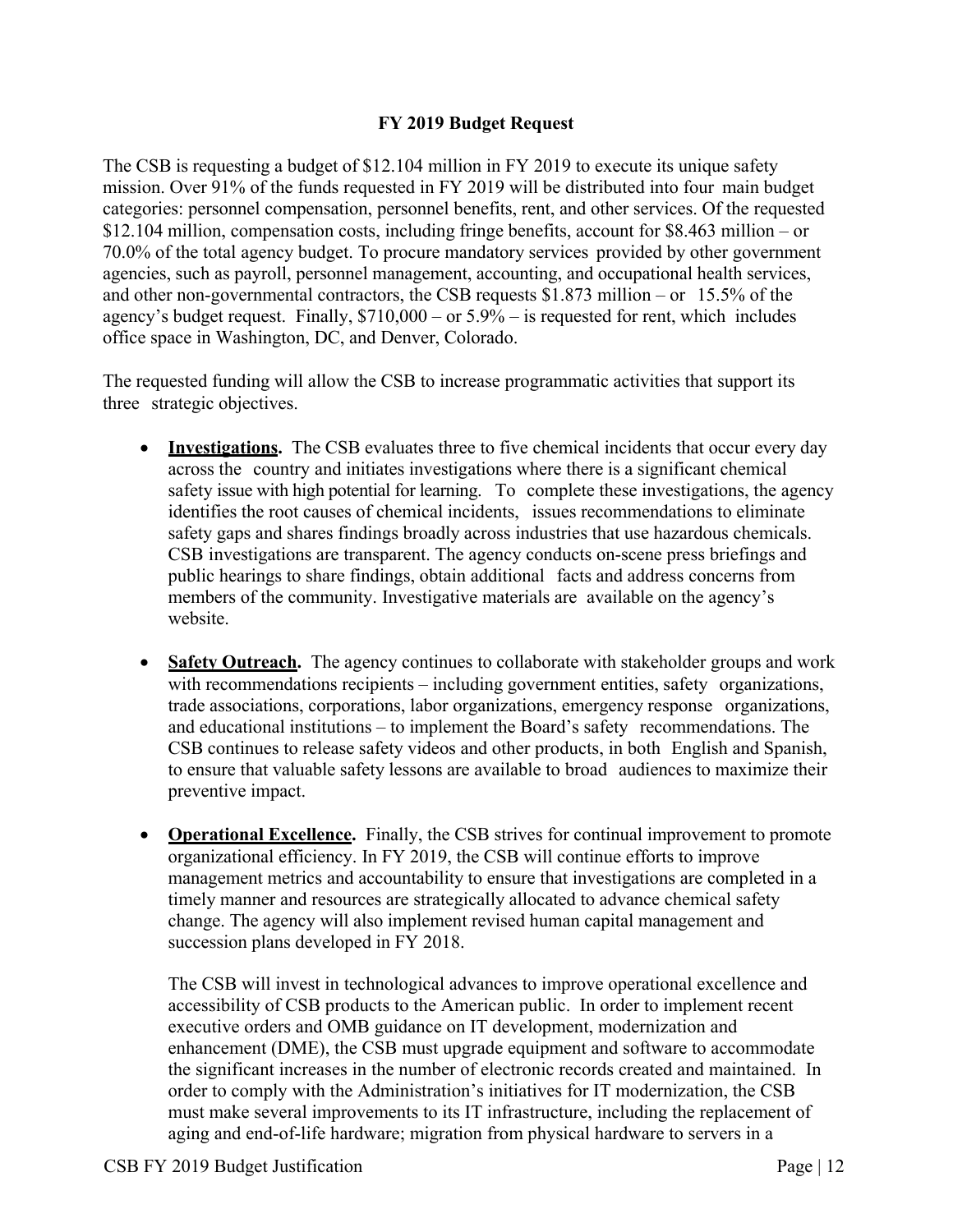**FY 2019 Budget Request**

The CSB is requesting a budget of $12.104 million in FY 2019 to execute its unique safety mission. Over 91% of the funds requested in FY 2019 will be distributed into four main budget categories: personnel compensation, personnel benefits, rent, and other services. Of the requested $12.104 million, compensation costs, including fringe benefits, account for $8.463 million – or 70.0% of the total agency budget. To procure mandatory services provided by other government agencies, such as payroll, personnel management, accounting, and occupational health services, and other non-governmental contractors, the CSB requests $1.873 million – or 15.5% of the agency's budget request. Finally, $710,000 – or 5.9% – is requested for rent, which includes office space in Washington, DC, and Denver, Colorado.

The requested funding will allow the CSB to increase programmatic activities that support its three strategic objectives.

- **Investigations.** The CSB evaluates three to five chemical incidents that occur every day across the country and initiates investigations where there is a significant chemical safety issue with high potential for learning. To complete these investigations, the agency identifies the root causes of chemical incidents, issues recommendations to eliminate safety gaps and shares findings broadly across industries that use hazardous chemicals. CSB investigations are transparent. The agency conducts on-scene press briefings and public hearings to share findings, obtain additional facts and address concerns from members of the community. Investigative materials are available on the agency's website.

- **Safety Outreach.** The agency continues to collaborate with stakeholder groups and work with recommendations recipients – including government entities, safety organizations, trade associations, corporations, labor organizations, emergency response organizations, and educational institutions – to implement the Board's safety recommendations. The CSB continues to release safety videos and other products, in both English and Spanish, to ensure that valuable safety lessons are available to broad audiences to maximize their preventive impact.

- **Operational Excellence.** Finally, the CSB strives for continual improvement to promote organizational efficiency. In FY 2019, the CSB will continue efforts to improve management metrics and accountability to ensure that investigations are completed in a timely manner and resources are strategically allocated to advance chemical safety change. The agency will also implement revised human capital management and succession plans developed in FY 2018.

  The CSB will invest in technological advances to improve operational excellence and accessibility of CSB products to the American public. In order to implement recent executive orders and OMB guidance on IT development, modernization and enhancement (DME), the CSB must upgrade equipment and software to accommodate the significant increases in the number of electronic records created and maintained. In order to comply with the Administration's initiatives for IT modernization, the CSB must make several improvements to its IT infrastructure, including the replacement of aging and end-of-life hardware; migration from physical hardware to servers in a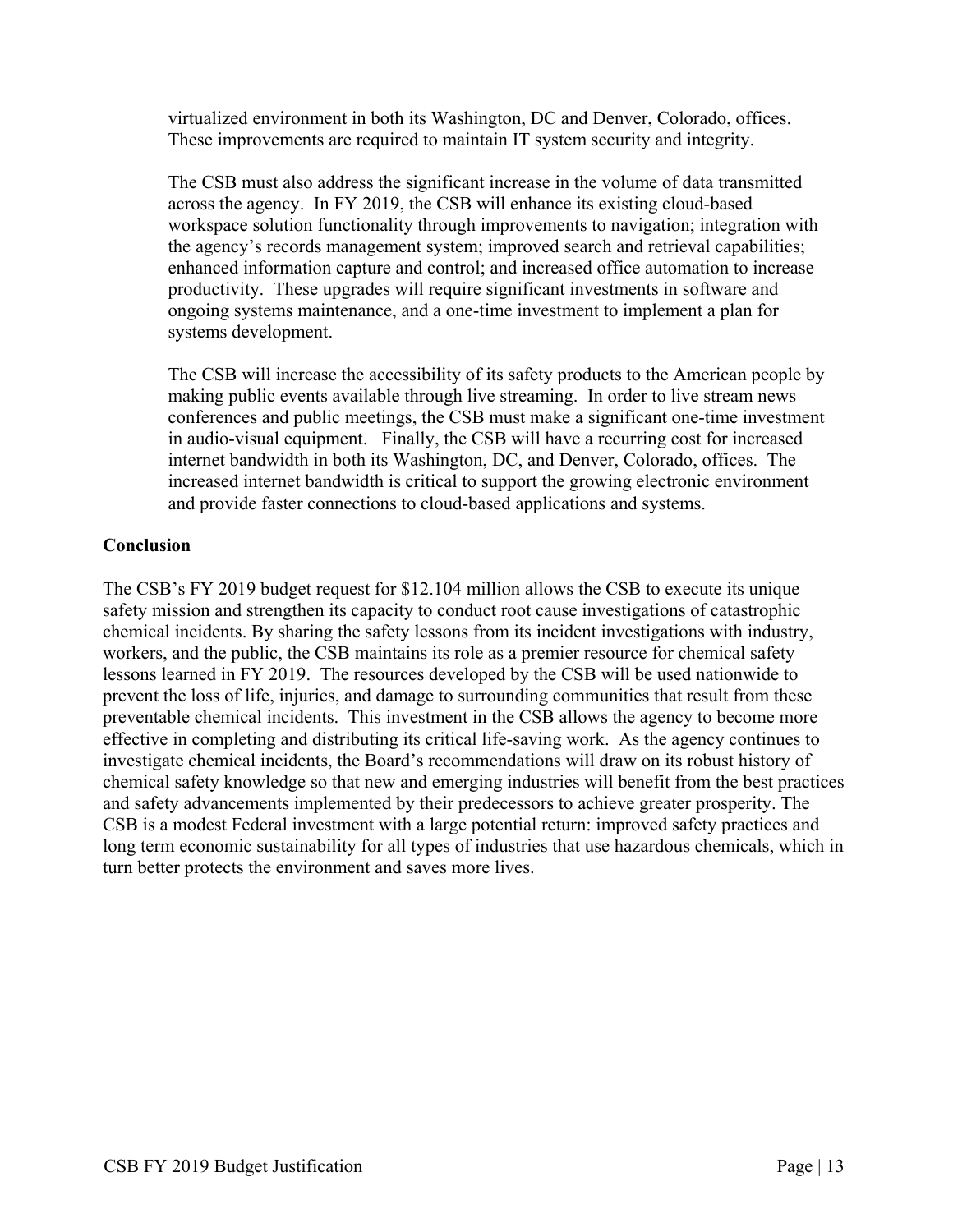virtualized environment in both its Washington, DC and Denver, Colorado, offices. These improvements are required to maintain IT system security and integrity.

The CSB must also address the significant increase in the volume of data transmitted across the agency. In FY 2019, the CSB will enhance its existing cloud-based workspace solution functionality through improvements to navigation; integration with the agency's records management system; improved search and retrieval capabilities; enhanced information capture and control; and increased office automation to increase productivity. These upgrades will require significant investments in software and ongoing systems maintenance, and a one-time investment to implement a plan for systems development.

The CSB will increase the accessibility of its safety products to the American people by making public events available through live streaming. In order to live stream news conferences and public meetings, the CSB must make a significant one-time investment in audio-visual equipment. Finally, the CSB will have a recurring cost for increased internet bandwidth in both its Washington, DC, and Denver, Colorado, offices. The increased internet bandwidth is critical to support the growing electronic environment and provide faster connections to cloud-based applications and systems.

**Conclusion**

The CSB's FY 2019 budget request for $12.104 million allows the CSB to execute its unique safety mission and strengthen its capacity to conduct root cause investigations of catastrophic chemical incidents. By sharing the safety lessons from its incident investigations with industry, workers, and the public, the CSB maintains its role as a premier resource for chemical safety lessons learned in FY 2019. The resources developed by the CSB will be used nationwide to prevent the loss of life, injuries, and damage to surrounding communities that result from these preventable chemical incidents. This investment in the CSB allows the agency to become more effective in completing and distributing its critical life-saving work. As the agency continues to investigate chemical incidents, the Board's recommendations will draw on its robust history of chemical safety knowledge so that new and emerging industries will benefit from the best practices and safety advancements implemented by their predecessors to achieve greater prosperity. The CSB is a modest Federal investment with a large potential return: improved safety practices and long term economic sustainability for all types of industries that use hazardous chemicals, which in turn better protects the environment and saves more lives.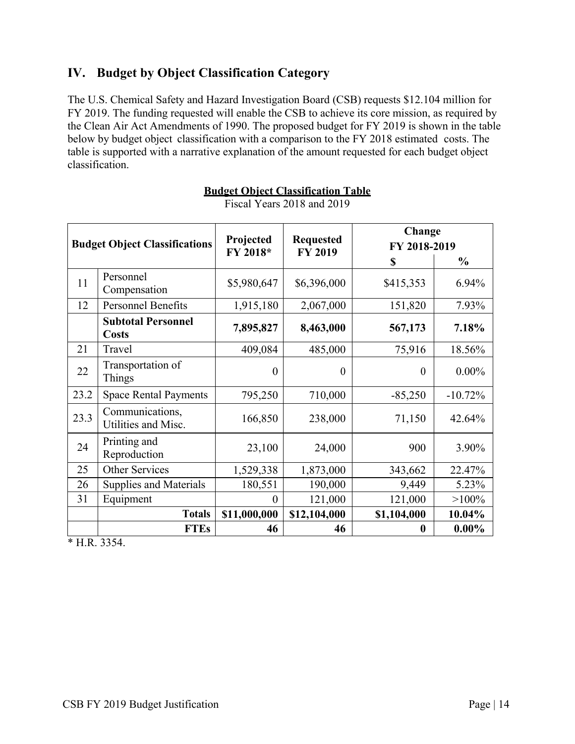## IV. Budget by Object Classification Category

The U.S. Chemical Safety and Hazard Investigation Board (CSB) requests $12.104 million for FY 2019. The funding requested will enable the CSB to achieve its core mission, as required by the Clean Air Act Amendments of 1990. The proposed budget for FY 2019 is shown in the table below by budget object classification with a comparison to the FY 2018 estimated costs. The table is supported with a narrative explanation of the amount requested for each budget object classification.

**Budget Object Classification Table**

Fiscal Years 2018 and 2019

| Budget Object Classifications | | Projected FY 2018* | Requested FY 2019 | Change FY 2018-2019 | |
|---|---|---|---|---|---|
| | | | | $ | % |
| 11 | Personnel Compensation | $5,980,647 | $6,396,000 | $415,353 | 6.94% |
| 12 | Personnel Benefits | 1,915,180 | 2,067,000 | 151,820 | 7.93% |
| | **Subtotal Personnel Costs** | **7,895,827** | **8,463,000** | **567,173** | **7.18%** |
| 21 | Travel | 409,084 | 485,000 | 75,916 | 18.56% |
| 22 | Transportation of Things | 0 | 0 | 0 | 0.00% |
| 23.2 | Space Rental Payments | 795,250 | 710,000 | -85,250 | -10.72% |
| 23.3 | Communications, Utilities and Misc. | 166,850 | 238,000 | 71,150 | 42.64% |
| 24 | Printing and Reproduction | 23,100 | 24,000 | 900 | 3.90% |
| 25 | Other Services | 1,529,338 | 1,873,000 | 343,662 | 22.47% |
| 26 | Supplies and Materials | 180,551 | 190,000 | 9,449 | 5.23% |
| 31 | Equipment | 0 | 121,000 | 121,000 | >100% |
| | **Totals** | **$11,000,000** | **$12,104,000** | **$1,104,000** | **10.04%** |
| | **FTEs** | **46** | **46** | **0** | **0.00%** |

* H.R. 3354.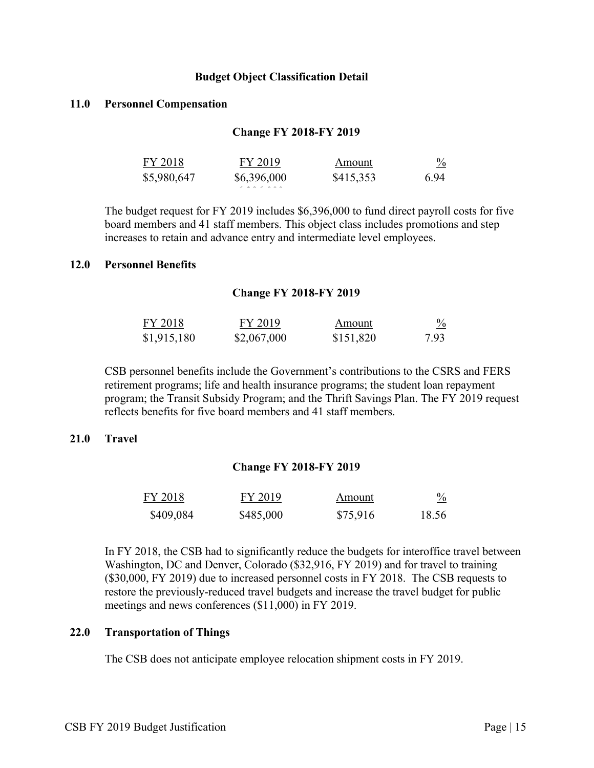## Budget Object Classification Detail

### 11.0 Personnel Compensation

**Change FY 2018-FY 2019**

| FY 2018 | FY 2019 | Amount | % |
|---|---|---|---|
| $5,980,647 | $6,396,000 | $415,353 | 6.94 |

The budget request for FY 2019 includes $6,396,000 to fund direct payroll costs for five board members and 41 staff members. This object class includes promotions and step increases to retain and advance entry and intermediate level employees.

### 12.0 Personnel Benefits

**Change FY 2018-FY 2019**

| FY 2018 | FY 2019 | Amount | % |
|---|---|---|---|
| $1,915,180 | $2,067,000 | $151,820 | 7.93 |

CSB personnel benefits include the Government's contributions to the CSRS and FERS retirement programs; life and health insurance programs; the student loan repayment program; the Transit Subsidy Program; and the Thrift Savings Plan. The FY 2019 request reflects benefits for five board members and 41 staff members.

### 21.0 Travel

**Change FY 2018-FY 2019**

| FY 2018 | FY 2019 | Amount | % |
|---|---|---|---|
| $409,084 | $485,000 | $75,916 | 18.56 |

In FY 2018, the CSB had to significantly reduce the budgets for interoffice travel between Washington, DC and Denver, Colorado ($32,916, FY 2019) and for travel to training ($30,000, FY 2019) due to increased personnel costs in FY 2018. The CSB requests to restore the previously-reduced travel budgets and increase the travel budget for public meetings and news conferences ($11,000) in FY 2019.

### 22.0 Transportation of Things

The CSB does not anticipate employee relocation shipment costs in FY 2019.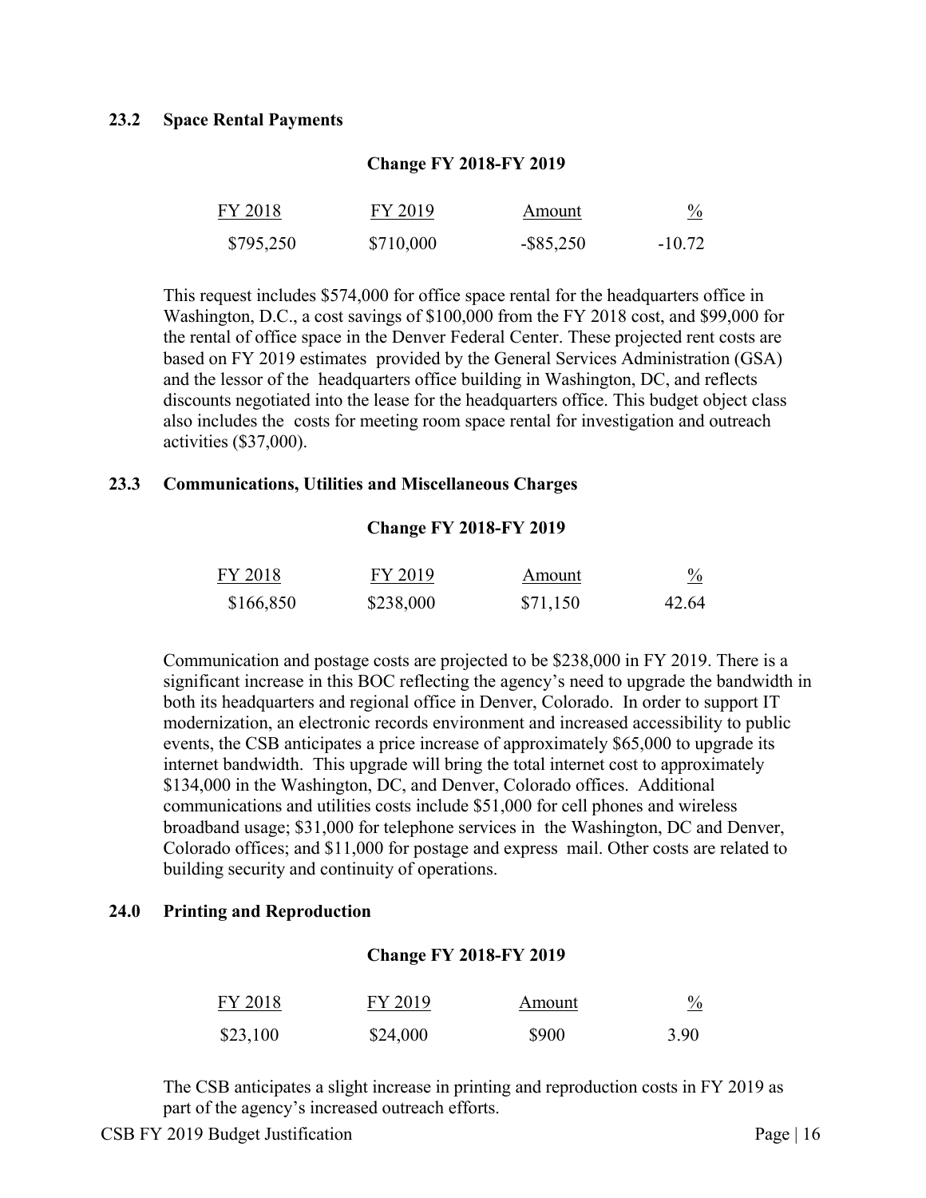### 23.2 Space Rental Payments

**Change FY 2018-FY 2019**

| FY 2018 | FY 2019 | Amount | % |
|---|---|---|---|
| $795,250 | $710,000 | -$85,250 | -10.72 |

This request includes $574,000 for office space rental for the headquarters office in Washington, D.C., a cost savings of $100,000 from the FY 2018 cost, and $99,000 for the rental of office space in the Denver Federal Center. These projected rent costs are based on FY 2019 estimates provided by the General Services Administration (GSA) and the lessor of the headquarters office building in Washington, DC, and reflects discounts negotiated into the lease for the headquarters office. This budget object class also includes the costs for meeting room space rental for investigation and outreach activities ($37,000).

### 23.3 Communications, Utilities and Miscellaneous Charges

**Change FY 2018-FY 2019**

| FY 2018 | FY 2019 | Amount | % |
|---|---|---|---|
| $166,850 | $238,000 | $71,150 | 42.64 |

Communication and postage costs are projected to be $238,000 in FY 2019. There is a significant increase in this BOC reflecting the agency's need to upgrade the bandwidth in both its headquarters and regional office in Denver, Colorado. In order to support IT modernization, an electronic records environment and increased accessibility to public events, the CSB anticipates a price increase of approximately $65,000 to upgrade its internet bandwidth. This upgrade will bring the total internet cost to approximately $134,000 in the Washington, DC, and Denver, Colorado offices. Additional communications and utilities costs include $51,000 for cell phones and wireless broadband usage; $31,000 for telephone services in the Washington, DC and Denver, Colorado offices; and $11,000 for postage and express mail. Other costs are related to building security and continuity of operations.

### 24.0 Printing and Reproduction

**Change FY 2018-FY 2019**

| FY 2018 | FY 2019 | Amount | % |
|---|---|---|---|
| $23,100 | $24,000 | $900 | 3.90 |

The CSB anticipates a slight increase in printing and reproduction costs in FY 2019 as part of the agency's increased outreach efforts.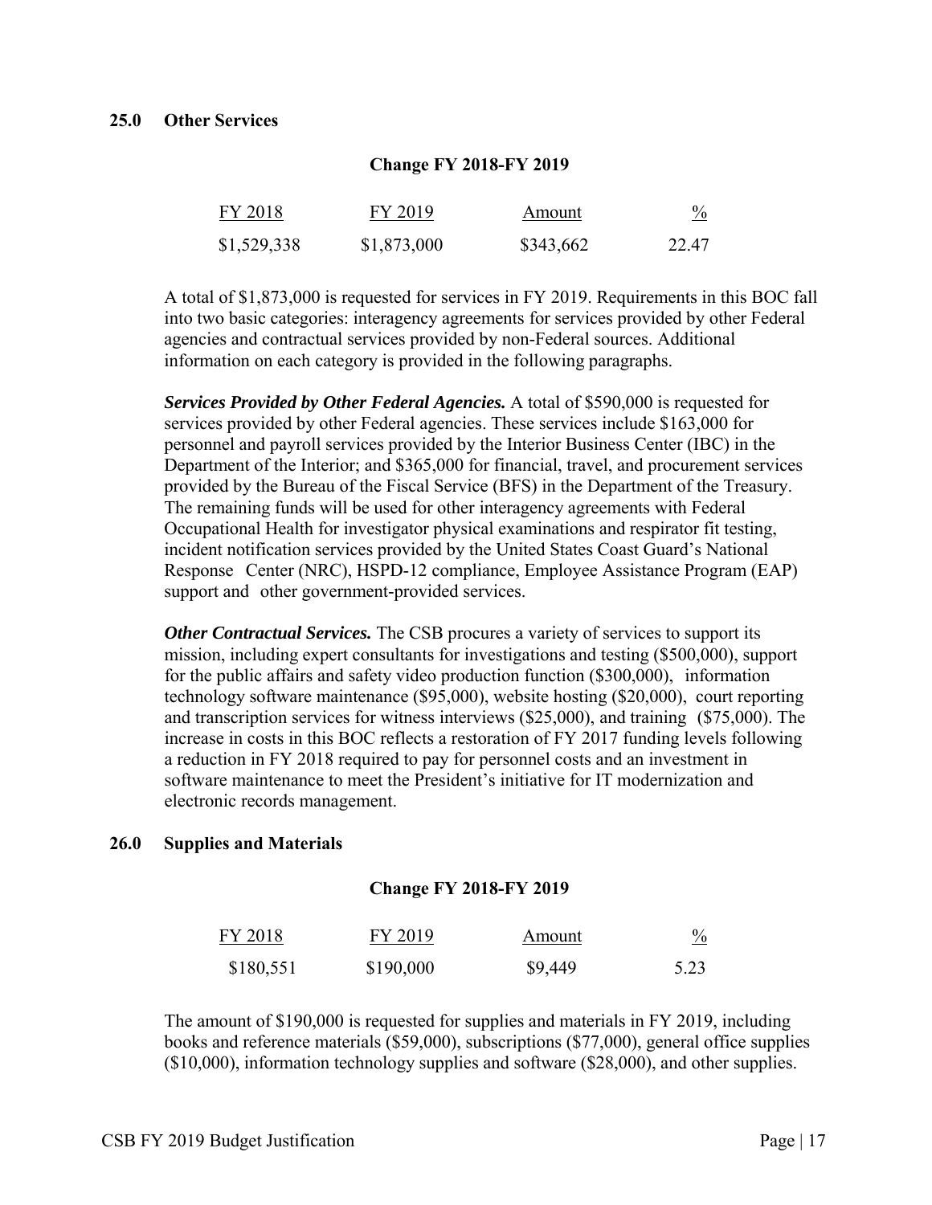### 25.0 Other Services

**Change FY 2018-FY 2019**

| FY 2018 | FY 2019 | Amount | % |
|---|---|---|---|
| \$1,529,338 | \$1,873,000 | \$343,662 | 22.47 |

A total of \$1,873,000 is requested for services in FY 2019. Requirements in this BOC fall into two basic categories: interagency agreements for services provided by other Federal agencies and contractual services provided by non-Federal sources. Additional information on each category is provided in the following paragraphs.

***Services Provided by Other Federal Agencies.*** A total of \$590,000 is requested for services provided by other Federal agencies. These services include \$163,000 for personnel and payroll services provided by the Interior Business Center (IBC) in the Department of the Interior; and \$365,000 for financial, travel, and procurement services provided by the Bureau of the Fiscal Service (BFS) in the Department of the Treasury. The remaining funds will be used for other interagency agreements with Federal Occupational Health for investigator physical examinations and respirator fit testing, incident notification services provided by the United States Coast Guard's National Response Center (NRC), HSPD-12 compliance, Employee Assistance Program (EAP) support and other government-provided services.

***Other Contractual Services.*** The CSB procures a variety of services to support its mission, including expert consultants for investigations and testing (\$500,000), support for the public affairs and safety video production function (\$300,000), information technology software maintenance (\$95,000), website hosting (\$20,000), court reporting and transcription services for witness interviews (\$25,000), and training (\$75,000). The increase in costs in this BOC reflects a restoration of FY 2017 funding levels following a reduction in FY 2018 required to pay for personnel costs and an investment in software maintenance to meet the President's initiative for IT modernization and electronic records management.

### 26.0 Supplies and Materials

**Change FY 2018-FY 2019**

| FY 2018 | FY 2019 | Amount | % |
|---|---|---|---|
| \$180,551 | \$190,000 | \$9,449 | 5.23 |

The amount of \$190,000 is requested for supplies and materials in FY 2019, including books and reference materials (\$59,000), subscriptions (\$77,000), general office supplies (\$10,000), information technology supplies and software (\$28,000), and other supplies.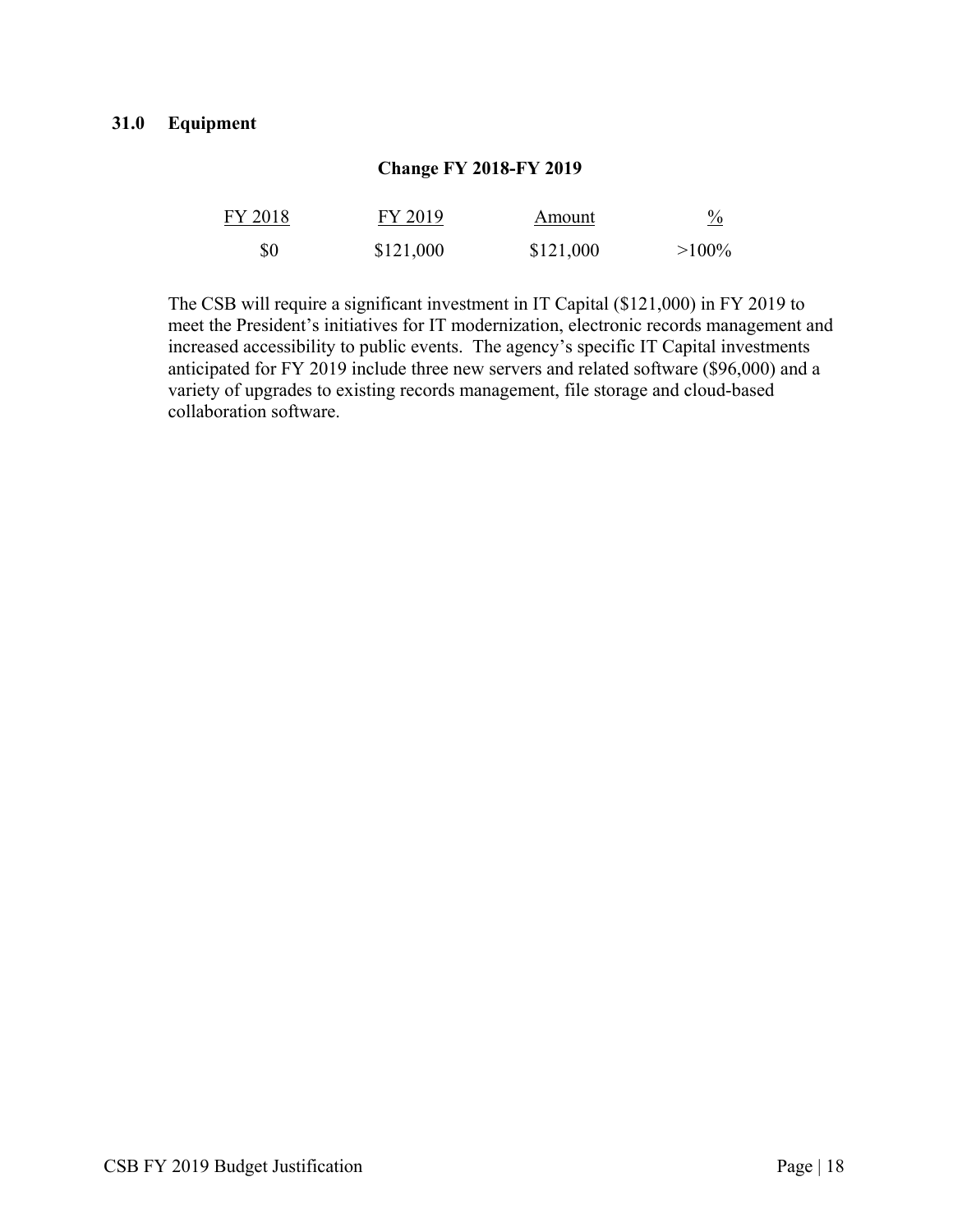### 31.0 Equipment

**Change FY 2018-FY 2019**

| FY 2018 | FY 2019 | Amount | % |
|---|---|---|---|
| $0 | $121,000 | $121,000 | >100% |

The CSB will require a significant investment in IT Capital ($121,000) in FY 2019 to meet the President's initiatives for IT modernization, electronic records management and increased accessibility to public events. The agency's specific IT Capital investments anticipated for FY 2019 include three new servers and related software ($96,000) and a variety of upgrades to existing records management, file storage and cloud-based collaboration software.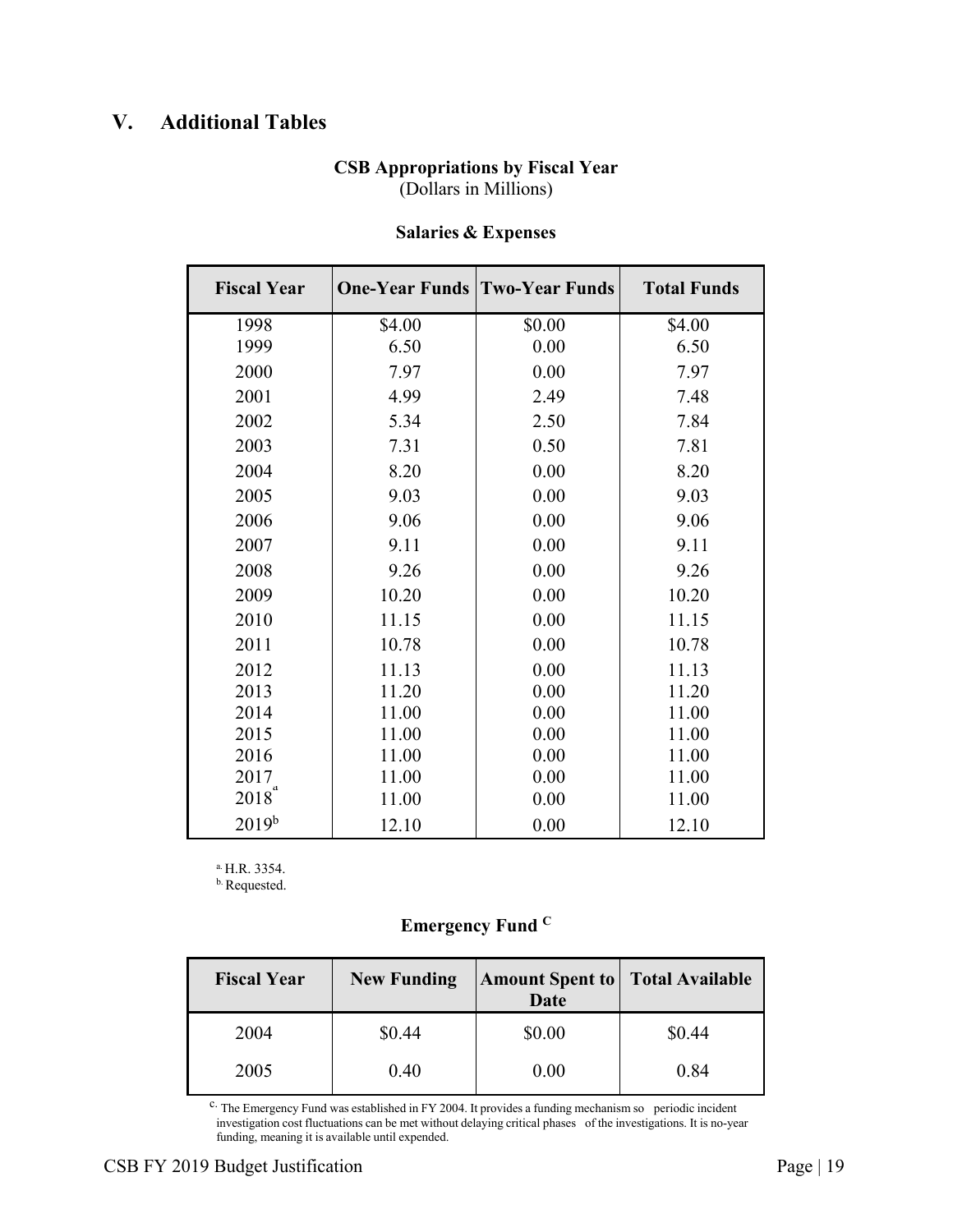## V. Additional Tables

### CSB Appropriations by Fiscal Year

(Dollars in Millions)

#### Salaries & Expenses

| Fiscal Year | One-Year Funds | Two-Year Funds | Total Funds |
|---|---|---|---|
| 1998 | $4.00 | $0.00 | $4.00 |
| 1999 | 6.50 | 0.00 | 6.50 |
| 2000 | 7.97 | 0.00 | 7.97 |
| 2001 | 4.99 | 2.49 | 7.48 |
| 2002 | 5.34 | 2.50 | 7.84 |
| 2003 | 7.31 | 0.50 | 7.81 |
| 2004 | 8.20 | 0.00 | 8.20 |
| 2005 | 9.03 | 0.00 | 9.03 |
| 2006 | 9.06 | 0.00 | 9.06 |
| 2007 | 9.11 | 0.00 | 9.11 |
| 2008 | 9.26 | 0.00 | 9.26 |
| 2009 | 10.20 | 0.00 | 10.20 |
| 2010 | 11.15 | 0.00 | 11.15 |
| 2011 | 10.78 | 0.00 | 10.78 |
| 2012 | 11.13 | 0.00 | 11.13 |
| 2013 | 11.20 | 0.00 | 11.20 |
| 2014 | 11.00 | 0.00 | 11.00 |
| 2015 | 11.00 | 0.00 | 11.00 |
| 2016 | 11.00 | 0.00 | 11.00 |
| 2017 | 11.00 | 0.00 | 11.00 |
| 2018[a] | 11.00 | 0.00 | 11.00 |
| 2019[b] | 12.10 | 0.00 | 12.10 |

[a] H.R. 3354.
[b] Requested.

#### Emergency Fund [C]

| Fiscal Year | New Funding | Amount Spent to Date | Total Available |
|---|---|---|---|
| 2004 | $0.44 | $0.00 | $0.44 |
| 2005 | 0.40 | 0.00 | 0.84 |

[c] The Emergency Fund was established in FY 2004. It provides a funding mechanism so periodic incident investigation cost fluctuations can be met without delaying critical phases of the investigations. It is no-year funding, meaning it is available until expended.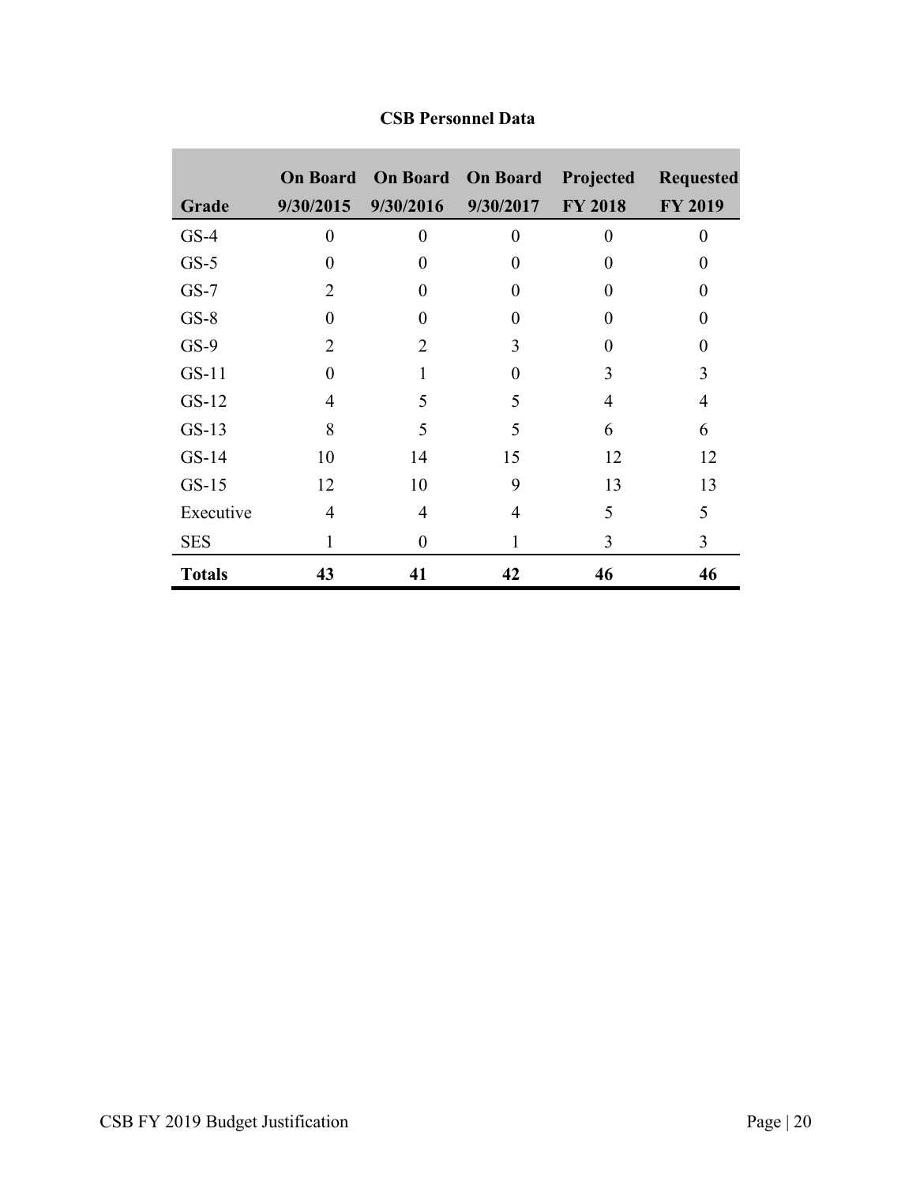**CSB Personnel Data**

| Grade | On Board 9/30/2015 | On Board 9/30/2016 | On Board 9/30/2017 | Projected FY 2018 | Requested FY 2019 |
|---|---|---|---|---|---|
| GS-4 | 0 | 0 | 0 | 0 | 0 |
| GS-5 | 0 | 0 | 0 | 0 | 0 |
| GS-7 | 2 | 0 | 0 | 0 | 0 |
| GS-8 | 0 | 0 | 0 | 0 | 0 |
| GS-9 | 2 | 2 | 3 | 0 | 0 |
| GS-11 | 0 | 1 | 0 | 3 | 3 |
| GS-12 | 4 | 5 | 5 | 4 | 4 |
| GS-13 | 8 | 5 | 5 | 6 | 6 |
| GS-14 | 10 | 14 | 15 | 12 | 12 |
| GS-15 | 12 | 10 | 9 | 13 | 13 |
| Executive | 4 | 4 | 4 | 5 | 5 |
| SES | 1 | 0 | 1 | 3 | 3 |
| **Totals** | **43** | **41** | **42** | **46** | **46** |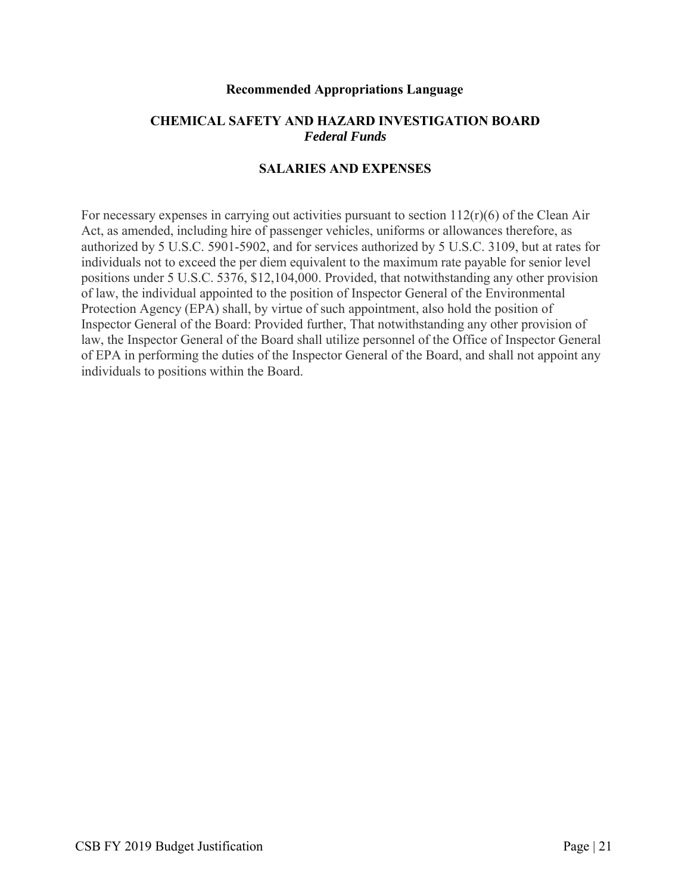## Recommended Appropriations Language

## CHEMICAL SAFETY AND HAZARD INVESTIGATION BOARD
***Federal Funds***

### SALARIES AND EXPENSES

For necessary expenses in carrying out activities pursuant to section 112(r)(6) of the Clean Air Act, as amended, including hire of passenger vehicles, uniforms or allowances therefore, as authorized by 5 U.S.C. 5901-5902, and for services authorized by 5 U.S.C. 3109, but at rates for individuals not to exceed the per diem equivalent to the maximum rate payable for senior level positions under 5 U.S.C. 5376, $12,104,000. Provided, that notwithstanding any other provision of law, the individual appointed to the position of Inspector General of the Environmental Protection Agency (EPA) shall, by virtue of such appointment, also hold the position of Inspector General of the Board: Provided further, That notwithstanding any other provision of law, the Inspector General of the Board shall utilize personnel of the Office of Inspector General of EPA in performing the duties of the Inspector General of the Board, and shall not appoint any individuals to positions within the Board.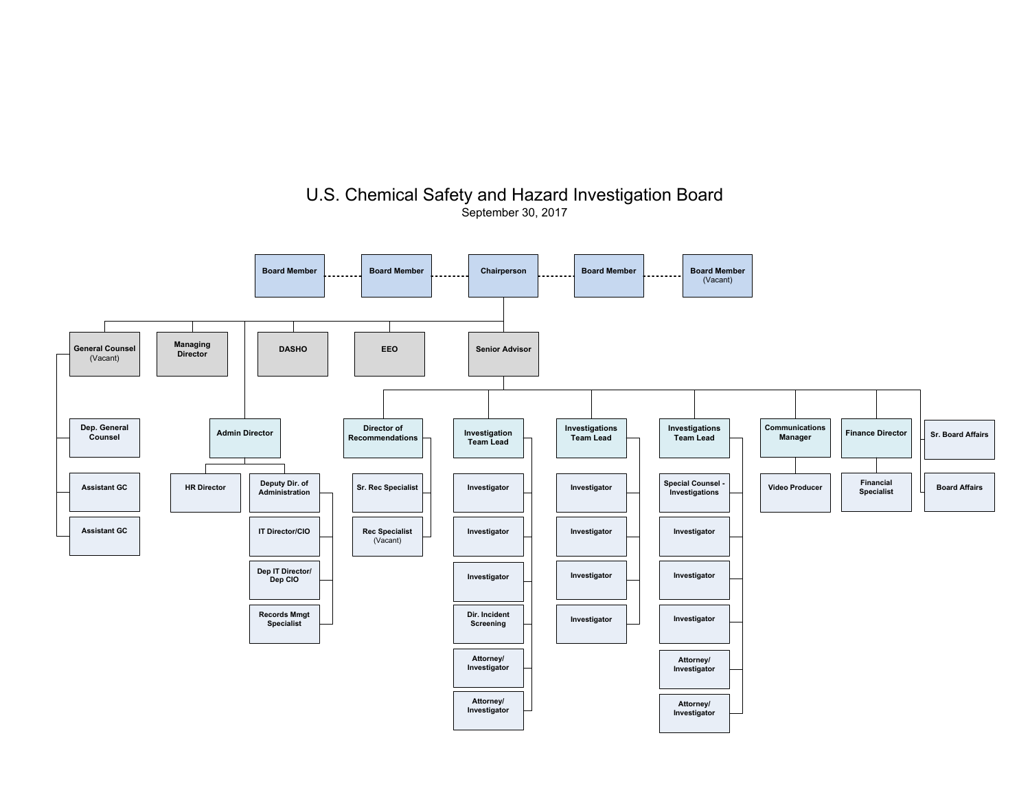# U.S. Chemical Safety and Hazard Investigation Board

September 30, 2017

Board Member

Board Member

Chairperson

Board Member

Board Member (Vacant)

General Counsel (Vacant)

Managing Director

DASHO

EEO

Senior Advisor

Dep. General Counsel

Assistant GC

Assistant GC

Admin Director

HR Director

Deputy Dir. of Administration

IT Director/CIO

Dep IT Director/ Dep CIO

Records Mmgt Specialist

Director of Recommendations

Sr. Rec Specialist

Rec Specialist (Vacant)

Investigation Team Lead

Investigator

Investigator

Investigator

Dir. Incident Screening

Attorney/ Investigator

Attorney/ Investigator

Investigations Team Lead

Investigator

Investigator

Investigator

Investigator

Investigations Team Lead

Special Counsel - Investigations

Investigator

Investigator

Investigator

Attorney/ Investigator

Attorney/ Investigator

Communications Manager

Video Producer

Finance Director

Financial Specialist

Sr. Board Affairs

Board Affairs